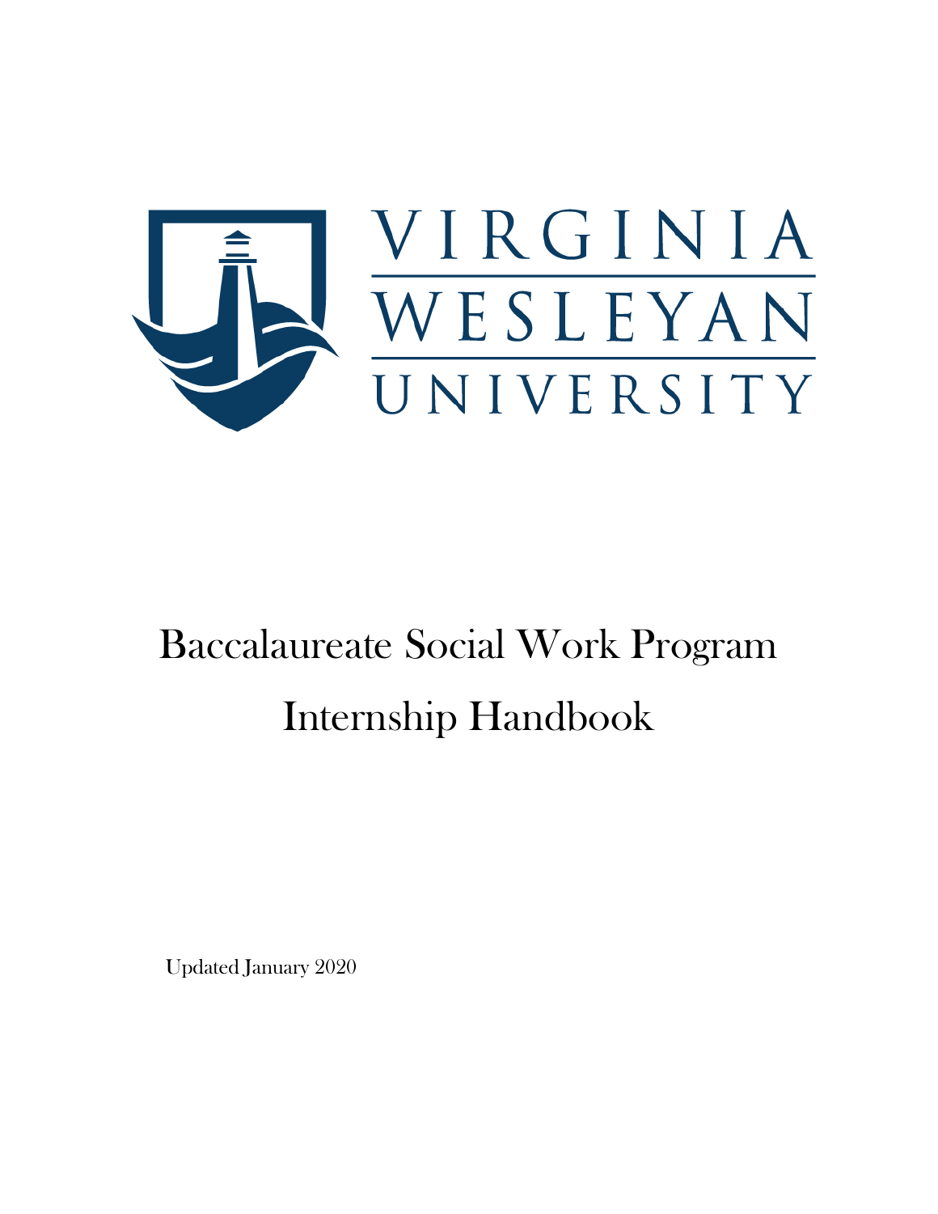VIRGINIA WESLEYAN UNIVERSITY

# Baccalaureate Social Work Program Internship Handbook

Updated January 2020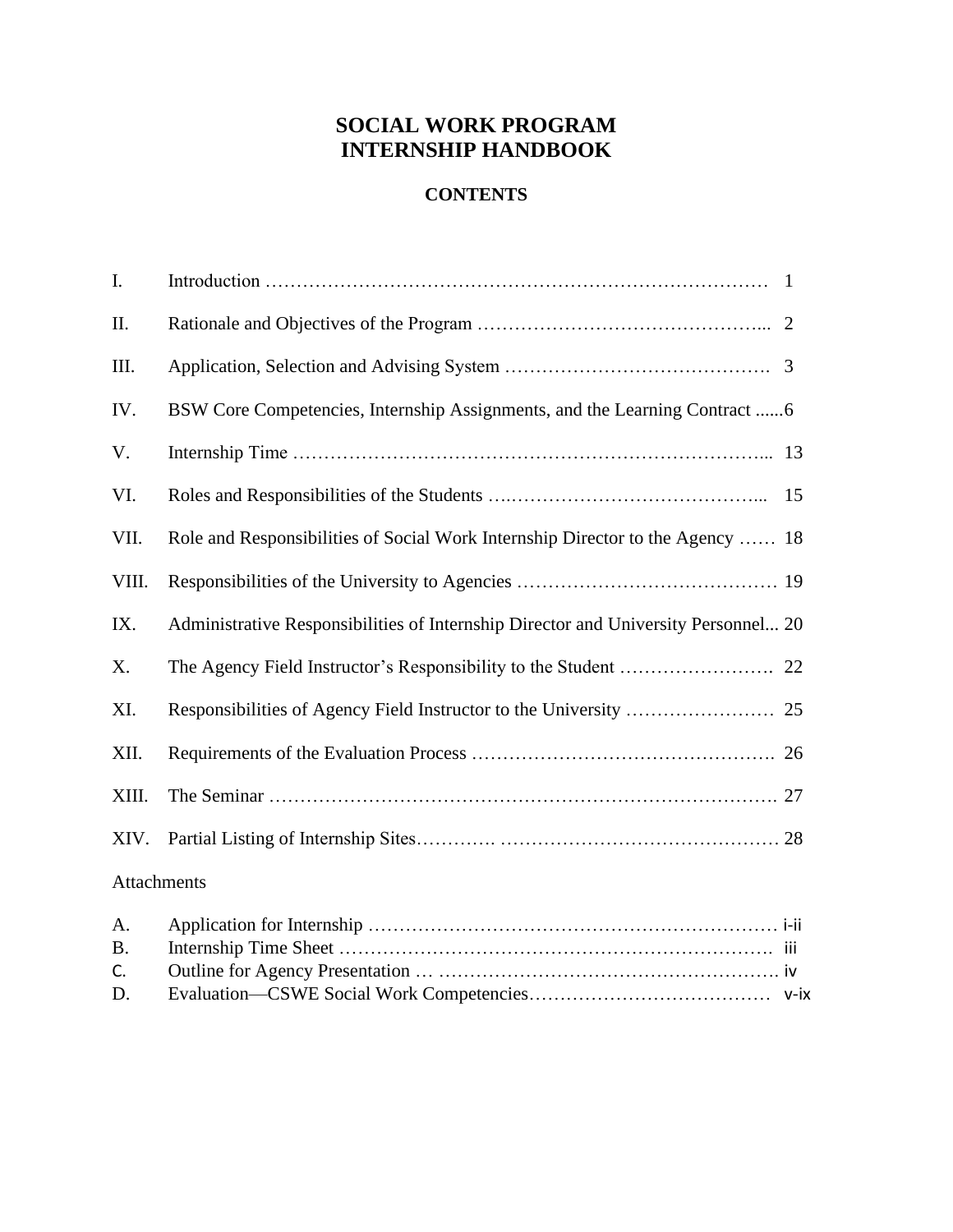# SOCIAL WORK PROGRAM
# INTERNSHIP HANDBOOK

## CONTENTS

| | | |
|---|---|---|
| I. | Introduction | 1 |
| II. | Rationale and Objectives of the Program | 2 |
| III. | Application, Selection and Advising System | 3 |
| IV. | BSW Core Competencies, Internship Assignments, and the Learning Contract | 6 |
| V. | Internship Time | 13 |
| VI. | Roles and Responsibilities of the Students | 15 |
| VII. | Role and Responsibilities of Social Work Internship Director to the Agency | 18 |
| VIII. | Responsibilities of the University to Agencies | 19 |
| IX. | Administrative Responsibilities of Internship Director and University Personnel | 20 |
| X. | The Agency Field Instructor's Responsibility to the Student | 22 |
| XI. | Responsibilities of Agency Field Instructor to the University | 25 |
| XII. | Requirements of the Evaluation Process | 26 |
| XIII. | The Seminar | 27 |
| XIV. | Partial Listing of Internship Sites | 28 |

Attachments

| | | |
|---|---|---|
| A. | Application for Internship | i-ii |
| B. | Internship Time Sheet | iii |
| C. | Outline for Agency Presentation | iv |
| D. | Evaluation—CSWE Social Work Competencies | v-ix |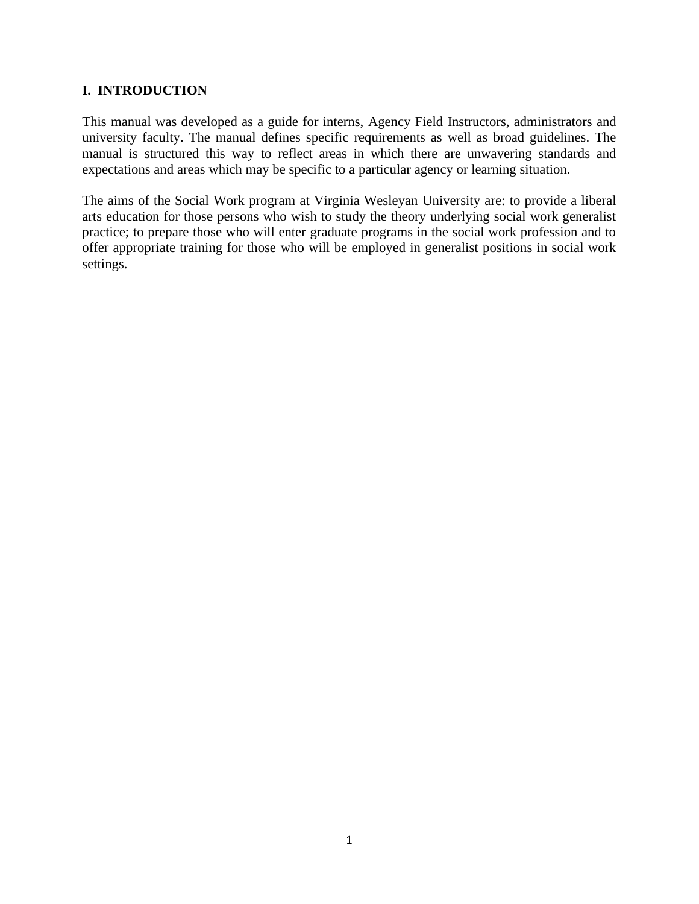## I. INTRODUCTION

This manual was developed as a guide for interns, Agency Field Instructors, administrators and university faculty. The manual defines specific requirements as well as broad guidelines. The manual is structured this way to reflect areas in which there are unwavering standards and expectations and areas which may be specific to a particular agency or learning situation.

The aims of the Social Work program at Virginia Wesleyan University are: to provide a liberal arts education for those persons who wish to study the theory underlying social work generalist practice; to prepare those who will enter graduate programs in the social work profession and to offer appropriate training for those who will be employed in generalist positions in social work settings.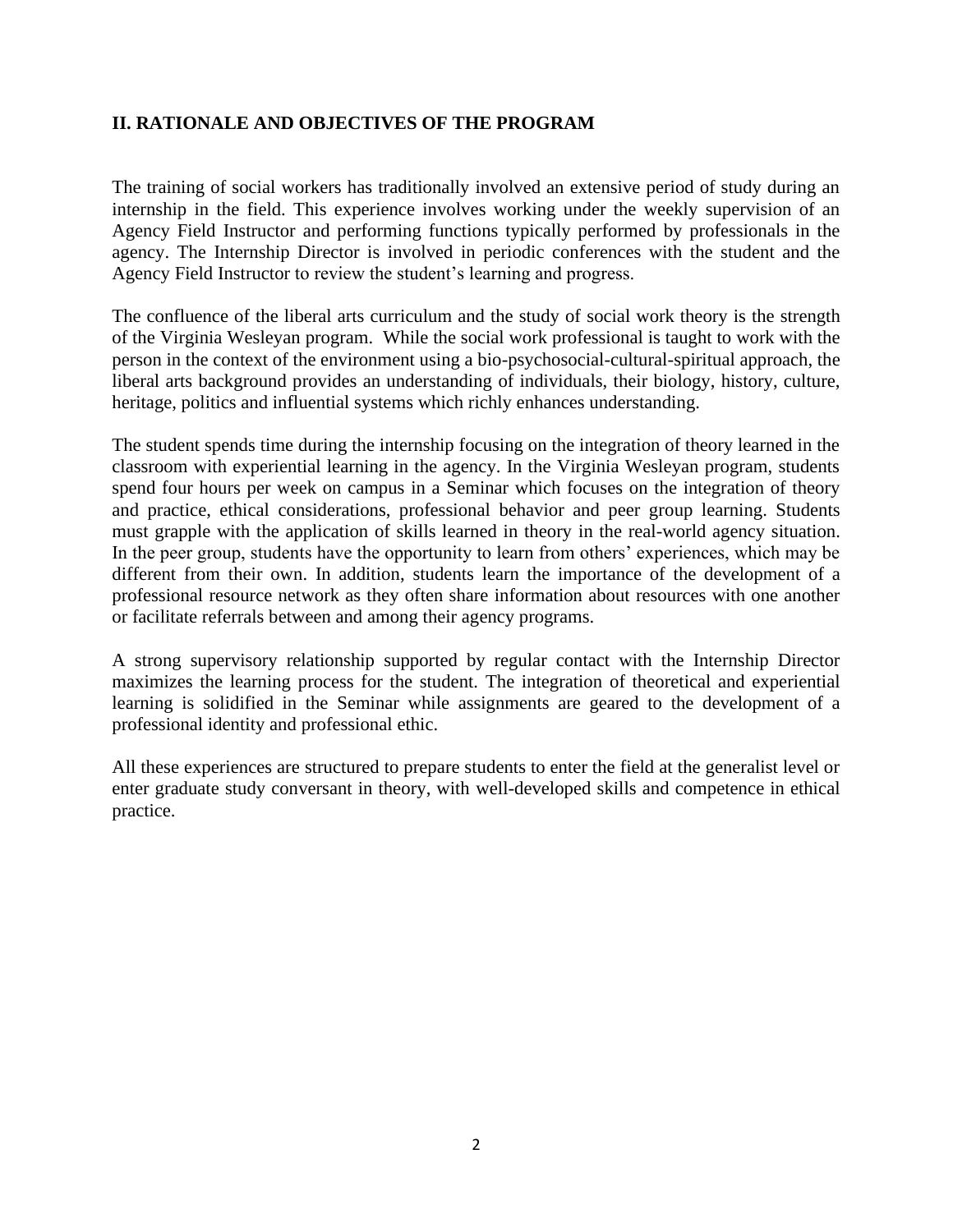## II. RATIONALE AND OBJECTIVES OF THE PROGRAM

The training of social workers has traditionally involved an extensive period of study during an internship in the field. This experience involves working under the weekly supervision of an Agency Field Instructor and performing functions typically performed by professionals in the agency. The Internship Director is involved in periodic conferences with the student and the Agency Field Instructor to review the student's learning and progress.

The confluence of the liberal arts curriculum and the study of social work theory is the strength of the Virginia Wesleyan program. While the social work professional is taught to work with the person in the context of the environment using a bio-psychosocial-cultural-spiritual approach, the liberal arts background provides an understanding of individuals, their biology, history, culture, heritage, politics and influential systems which richly enhances understanding.

The student spends time during the internship focusing on the integration of theory learned in the classroom with experiential learning in the agency. In the Virginia Wesleyan program, students spend four hours per week on campus in a Seminar which focuses on the integration of theory and practice, ethical considerations, professional behavior and peer group learning. Students must grapple with the application of skills learned in theory in the real-world agency situation. In the peer group, students have the opportunity to learn from others' experiences, which may be different from their own. In addition, students learn the importance of the development of a professional resource network as they often share information about resources with one another or facilitate referrals between and among their agency programs.

A strong supervisory relationship supported by regular contact with the Internship Director maximizes the learning process for the student. The integration of theoretical and experiential learning is solidified in the Seminar while assignments are geared to the development of a professional identity and professional ethic.

All these experiences are structured to prepare students to enter the field at the generalist level or enter graduate study conversant in theory, with well-developed skills and competence in ethical practice.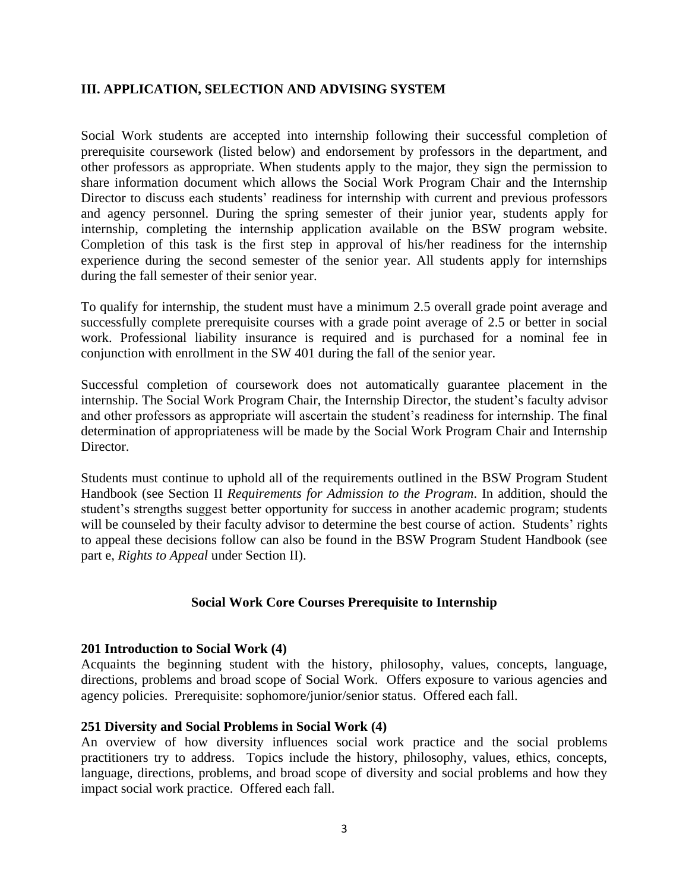## III. APPLICATION, SELECTION AND ADVISING SYSTEM

Social Work students are accepted into internship following their successful completion of prerequisite coursework (listed below) and endorsement by professors in the department, and other professors as appropriate. When students apply to the major, they sign the permission to share information document which allows the Social Work Program Chair and the Internship Director to discuss each students' readiness for internship with current and previous professors and agency personnel. During the spring semester of their junior year, students apply for internship, completing the internship application available on the BSW program website. Completion of this task is the first step in approval of his/her readiness for the internship experience during the second semester of the senior year. All students apply for internships during the fall semester of their senior year.

To qualify for internship, the student must have a minimum 2.5 overall grade point average and successfully complete prerequisite courses with a grade point average of 2.5 or better in social work. Professional liability insurance is required and is purchased for a nominal fee in conjunction with enrollment in the SW 401 during the fall of the senior year.

Successful completion of coursework does not automatically guarantee placement in the internship. The Social Work Program Chair, the Internship Director, the student's faculty advisor and other professors as appropriate will ascertain the student's readiness for internship. The final determination of appropriateness will be made by the Social Work Program Chair and Internship Director.

Students must continue to uphold all of the requirements outlined in the BSW Program Student Handbook (see Section II *Requirements for Admission to the Program*. In addition, should the student's strengths suggest better opportunity for success in another academic program; students will be counseled by their faculty advisor to determine the best course of action. Students' rights to appeal these decisions follow can also be found in the BSW Program Student Handbook (see part e, *Rights to Appeal* under Section II).

### Social Work Core Courses Prerequisite to Internship

**201 Introduction to Social Work (4)**
Acquaints the beginning student with the history, philosophy, values, concepts, language, directions, problems and broad scope of Social Work. Offers exposure to various agencies and agency policies. Prerequisite: sophomore/junior/senior status. Offered each fall.

**251 Diversity and Social Problems in Social Work (4)**
An overview of how diversity influences social work practice and the social problems practitioners try to address. Topics include the history, philosophy, values, ethics, concepts, language, directions, problems, and broad scope of diversity and social problems and how they impact social work practice. Offered each fall.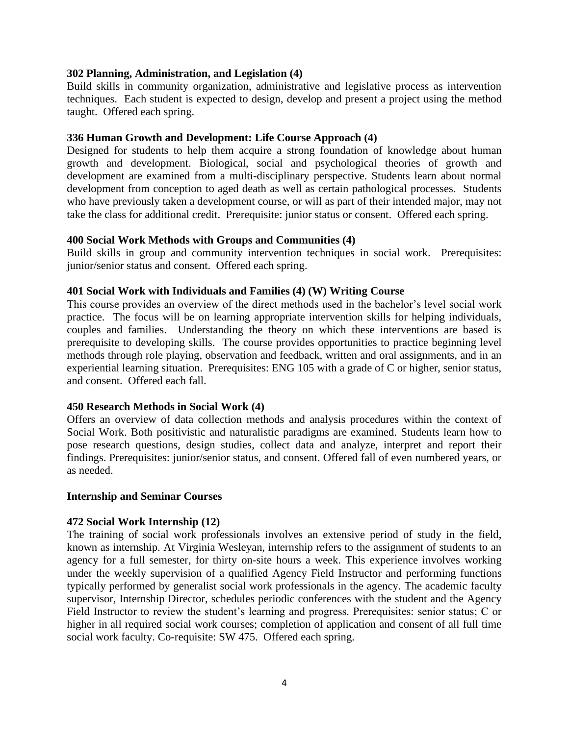**302 Planning, Administration, and Legislation (4)**

Build skills in community organization, administrative and legislative process as intervention techniques. Each student is expected to design, develop and present a project using the method taught. Offered each spring.

**336 Human Growth and Development: Life Course Approach (4)**

Designed for students to help them acquire a strong foundation of knowledge about human growth and development. Biological, social and psychological theories of growth and development are examined from a multi-disciplinary perspective. Students learn about normal development from conception to aged death as well as certain pathological processes. Students who have previously taken a development course, or will as part of their intended major, may not take the class for additional credit. Prerequisite: junior status or consent. Offered each spring.

**400 Social Work Methods with Groups and Communities (4)**

Build skills in group and community intervention techniques in social work. Prerequisites: junior/senior status and consent. Offered each spring.

**401 Social Work with Individuals and Families (4) (W) Writing Course**

This course provides an overview of the direct methods used in the bachelor's level social work practice. The focus will be on learning appropriate intervention skills for helping individuals, couples and families. Understanding the theory on which these interventions are based is prerequisite to developing skills. The course provides opportunities to practice beginning level methods through role playing, observation and feedback, written and oral assignments, and in an experiential learning situation. Prerequisites: ENG 105 with a grade of C or higher, senior status, and consent. Offered each fall.

**450 Research Methods in Social Work (4)**

Offers an overview of data collection methods and analysis procedures within the context of Social Work. Both positivistic and naturalistic paradigms are examined. Students learn how to pose research questions, design studies, collect data and analyze, interpret and report their findings. Prerequisites: junior/senior status, and consent. Offered fall of even numbered years, or as needed.

**Internship and Seminar Courses**

**472 Social Work Internship (12)**

The training of social work professionals involves an extensive period of study in the field, known as internship. At Virginia Wesleyan, internship refers to the assignment of students to an agency for a full semester, for thirty on-site hours a week. This experience involves working under the weekly supervision of a qualified Agency Field Instructor and performing functions typically performed by generalist social work professionals in the agency. The academic faculty supervisor, Internship Director, schedules periodic conferences with the student and the Agency Field Instructor to review the student's learning and progress. Prerequisites: senior status; C or higher in all required social work courses; completion of application and consent of all full time social work faculty. Co-requisite: SW 475. Offered each spring.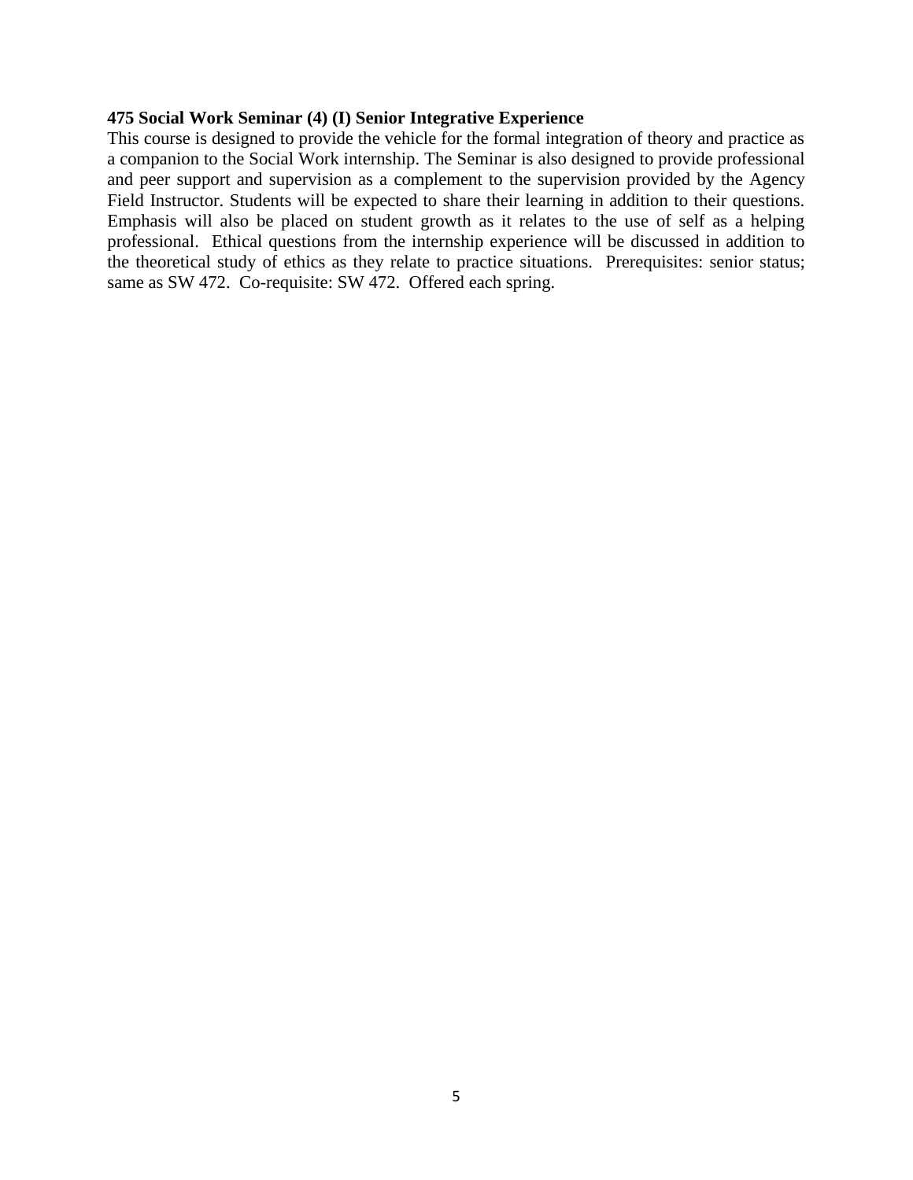**475 Social Work Seminar (4) (I) Senior Integrative Experience**

This course is designed to provide the vehicle for the formal integration of theory and practice as a companion to the Social Work internship. The Seminar is also designed to provide professional and peer support and supervision as a complement to the supervision provided by the Agency Field Instructor. Students will be expected to share their learning in addition to their questions. Emphasis will also be placed on student growth as it relates to the use of self as a helping professional. Ethical questions from the internship experience will be discussed in addition to the theoretical study of ethics as they relate to practice situations. Prerequisites: senior status; same as SW 472. Co-requisite: SW 472. Offered each spring.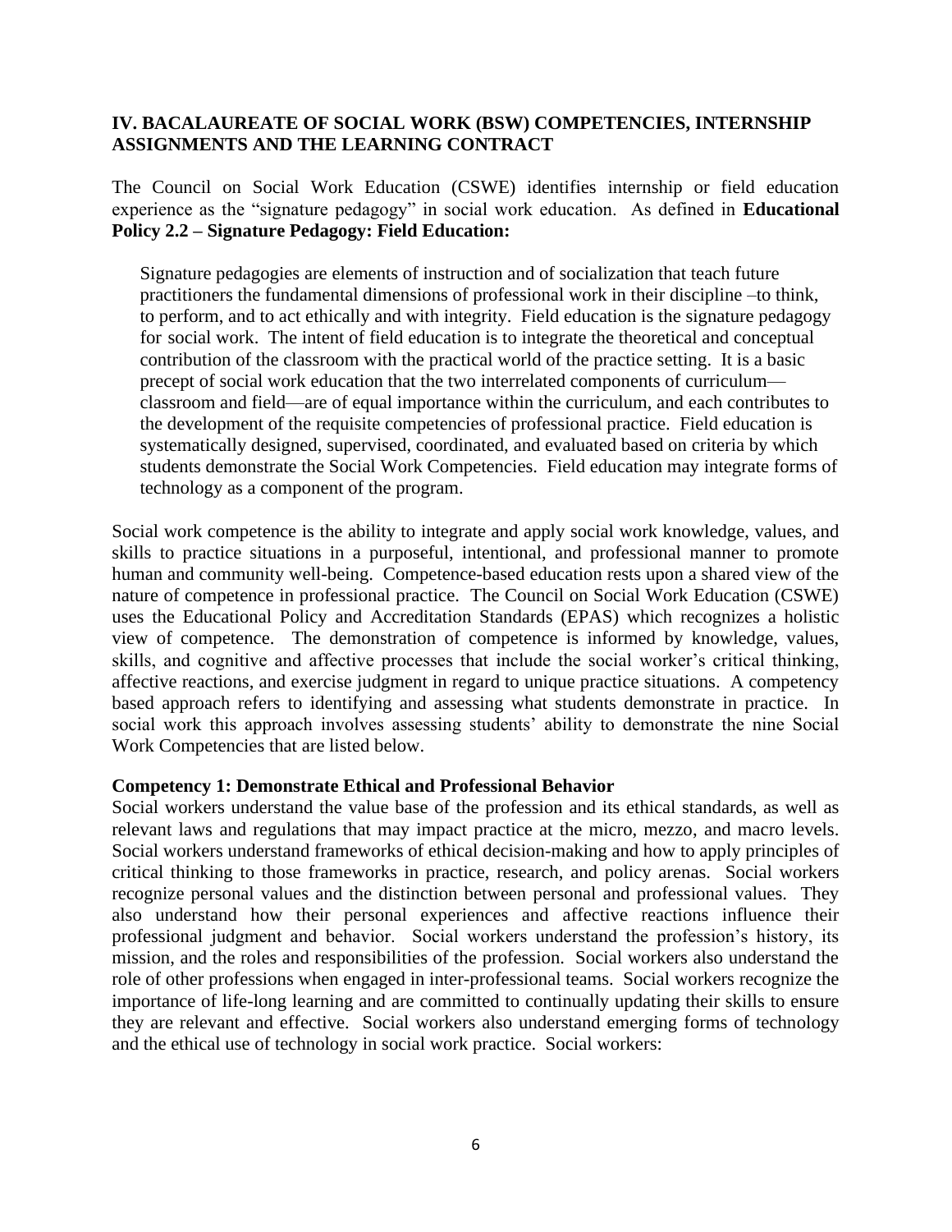## IV. BACALAUREATE OF SOCIAL WORK (BSW) COMPETENCIES, INTERNSHIP ASSIGNMENTS AND THE LEARNING CONTRACT

The Council on Social Work Education (CSWE) identifies internship or field education experience as the "signature pedagogy" in social work education. As defined in **Educational Policy 2.2 – Signature Pedagogy: Field Education:**

> Signature pedagogies are elements of instruction and of socialization that teach future practitioners the fundamental dimensions of professional work in their discipline –to think, to perform, and to act ethically and with integrity. Field education is the signature pedagogy for social work. The intent of field education is to integrate the theoretical and conceptual contribution of the classroom with the practical world of the practice setting. It is a basic precept of social work education that the two interrelated components of curriculum—classroom and field—are of equal importance within the curriculum, and each contributes to the development of the requisite competencies of professional practice. Field education is systematically designed, supervised, coordinated, and evaluated based on criteria by which students demonstrate the Social Work Competencies. Field education may integrate forms of technology as a component of the program.

Social work competence is the ability to integrate and apply social work knowledge, values, and skills to practice situations in a purposeful, intentional, and professional manner to promote human and community well-being. Competence-based education rests upon a shared view of the nature of competence in professional practice. The Council on Social Work Education (CSWE) uses the Educational Policy and Accreditation Standards (EPAS) which recognizes a holistic view of competence. The demonstration of competence is informed by knowledge, values, skills, and cognitive and affective processes that include the social worker's critical thinking, affective reactions, and exercise judgment in regard to unique practice situations. A competency based approach refers to identifying and assessing what students demonstrate in practice. In social work this approach involves assessing students' ability to demonstrate the nine Social Work Competencies that are listed below.

**Competency 1: Demonstrate Ethical and Professional Behavior**

Social workers understand the value base of the profession and its ethical standards, as well as relevant laws and regulations that may impact practice at the micro, mezzo, and macro levels. Social workers understand frameworks of ethical decision-making and how to apply principles of critical thinking to those frameworks in practice, research, and policy arenas. Social workers recognize personal values and the distinction between personal and professional values. They also understand how their personal experiences and affective reactions influence their professional judgment and behavior. Social workers understand the profession's history, its mission, and the roles and responsibilities of the profession. Social workers also understand the role of other professions when engaged in inter-professional teams. Social workers recognize the importance of life-long learning and are committed to continually updating their skills to ensure they are relevant and effective. Social workers also understand emerging forms of technology and the ethical use of technology in social work practice. Social workers: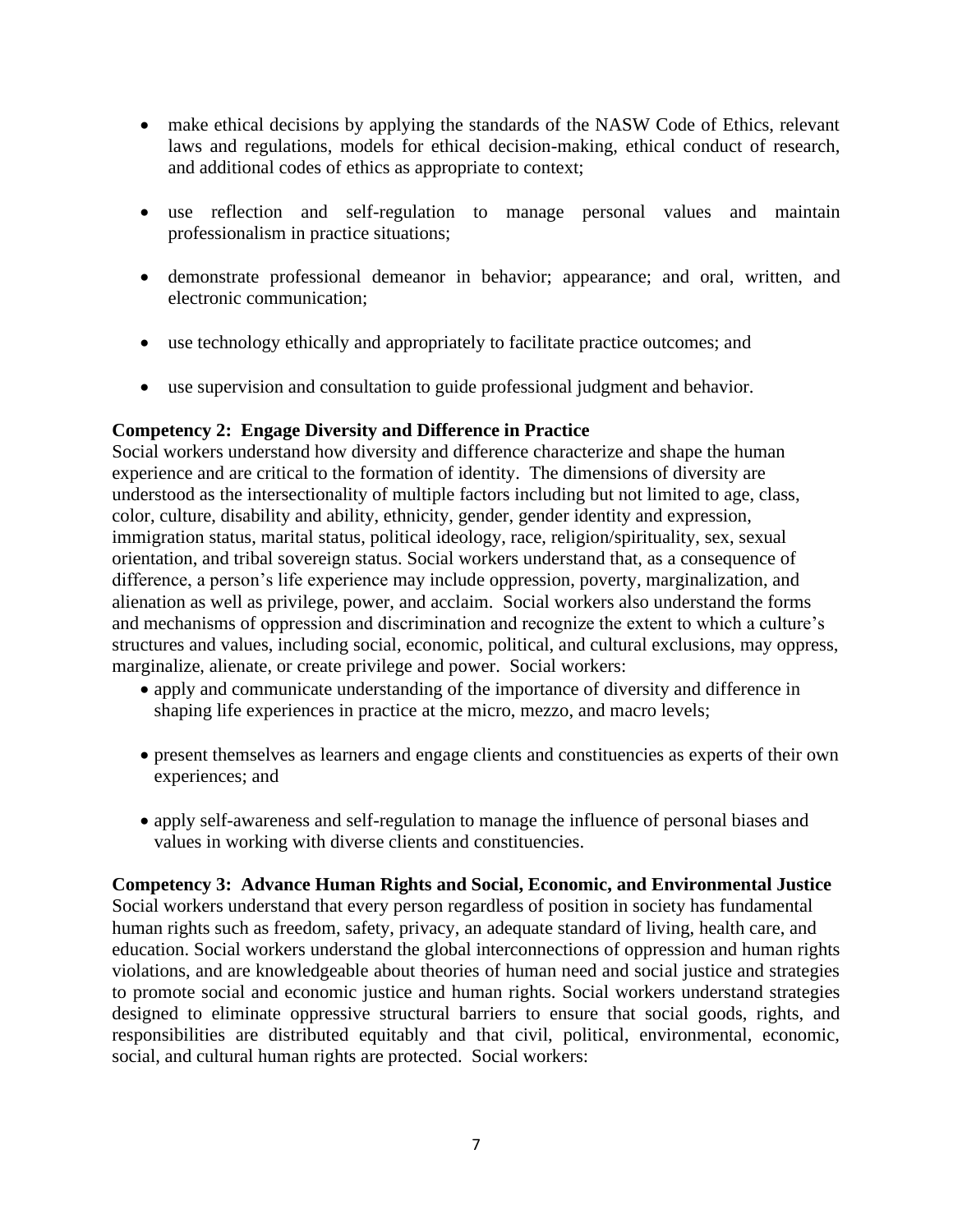- make ethical decisions by applying the standards of the NASW Code of Ethics, relevant laws and regulations, models for ethical decision-making, ethical conduct of research, and additional codes of ethics as appropriate to context;

- use reflection and self-regulation to manage personal values and maintain professionalism in practice situations;

- demonstrate professional demeanor in behavior; appearance; and oral, written, and electronic communication;

- use technology ethically and appropriately to facilitate practice outcomes; and

- use supervision and consultation to guide professional judgment and behavior.

**Competency 2: Engage Diversity and Difference in Practice**

Social workers understand how diversity and difference characterize and shape the human experience and are critical to the formation of identity. The dimensions of diversity are understood as the intersectionality of multiple factors including but not limited to age, class, color, culture, disability and ability, ethnicity, gender, gender identity and expression, immigration status, marital status, political ideology, race, religion/spirituality, sex, sexual orientation, and tribal sovereign status. Social workers understand that, as a consequence of difference, a person's life experience may include oppression, poverty, marginalization, and alienation as well as privilege, power, and acclaim. Social workers also understand the forms and mechanisms of oppression and discrimination and recognize the extent to which a culture's structures and values, including social, economic, political, and cultural exclusions, may oppress, marginalize, alienate, or create privilege and power. Social workers:

- apply and communicate understanding of the importance of diversity and difference in shaping life experiences in practice at the micro, mezzo, and macro levels;

- present themselves as learners and engage clients and constituencies as experts of their own experiences; and

- apply self-awareness and self-regulation to manage the influence of personal biases and values in working with diverse clients and constituencies.

**Competency 3: Advance Human Rights and Social, Economic, and Environmental Justice**

Social workers understand that every person regardless of position in society has fundamental human rights such as freedom, safety, privacy, an adequate standard of living, health care, and education. Social workers understand the global interconnections of oppression and human rights violations, and are knowledgeable about theories of human need and social justice and strategies to promote social and economic justice and human rights. Social workers understand strategies designed to eliminate oppressive structural barriers to ensure that social goods, rights, and responsibilities are distributed equitably and that civil, political, environmental, economic, social, and cultural human rights are protected. Social workers: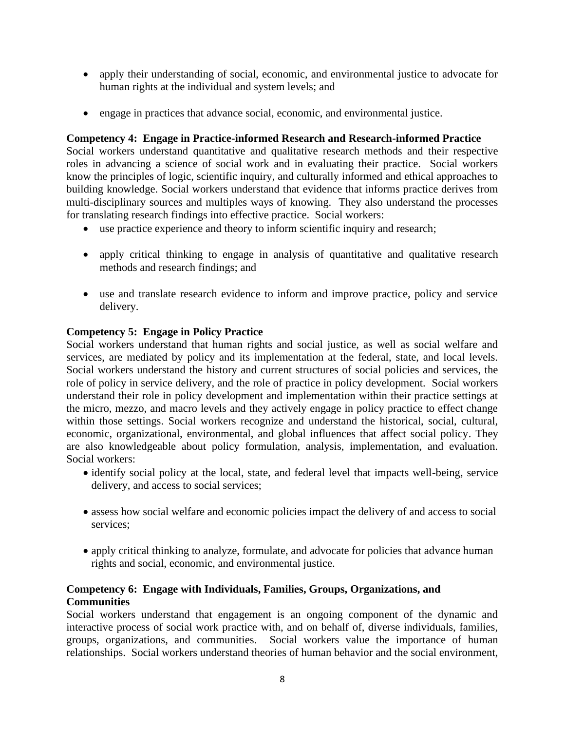- apply their understanding of social, economic, and environmental justice to advocate for human rights at the individual and system levels; and

- engage in practices that advance social, economic, and environmental justice.

**Competency 4: Engage in Practice-informed Research and Research-informed Practice**
Social workers understand quantitative and qualitative research methods and their respective roles in advancing a science of social work and in evaluating their practice. Social workers know the principles of logic, scientific inquiry, and culturally informed and ethical approaches to building knowledge. Social workers understand that evidence that informs practice derives from multi-disciplinary sources and multiples ways of knowing. They also understand the processes for translating research findings into effective practice. Social workers:

- use practice experience and theory to inform scientific inquiry and research;

- apply critical thinking to engage in analysis of quantitative and qualitative research methods and research findings; and

- use and translate research evidence to inform and improve practice, policy and service delivery.

**Competency 5: Engage in Policy Practice**
Social workers understand that human rights and social justice, as well as social welfare and services, are mediated by policy and its implementation at the federal, state, and local levels. Social workers understand the history and current structures of social policies and services, the role of policy in service delivery, and the role of practice in policy development. Social workers understand their role in policy development and implementation within their practice settings at the micro, mezzo, and macro levels and they actively engage in policy practice to effect change within those settings. Social workers recognize and understand the historical, social, cultural, economic, organizational, environmental, and global influences that affect social policy. They are also knowledgeable about policy formulation, analysis, implementation, and evaluation. Social workers:

- identify social policy at the local, state, and federal level that impacts well-being, service delivery, and access to social services;

- assess how social welfare and economic policies impact the delivery of and access to social services;

- apply critical thinking to analyze, formulate, and advocate for policies that advance human rights and social, economic, and environmental justice.

**Competency 6: Engage with Individuals, Families, Groups, Organizations, and Communities**
Social workers understand that engagement is an ongoing component of the dynamic and interactive process of social work practice with, and on behalf of, diverse individuals, families, groups, organizations, and communities. Social workers value the importance of human relationships. Social workers understand theories of human behavior and the social environment,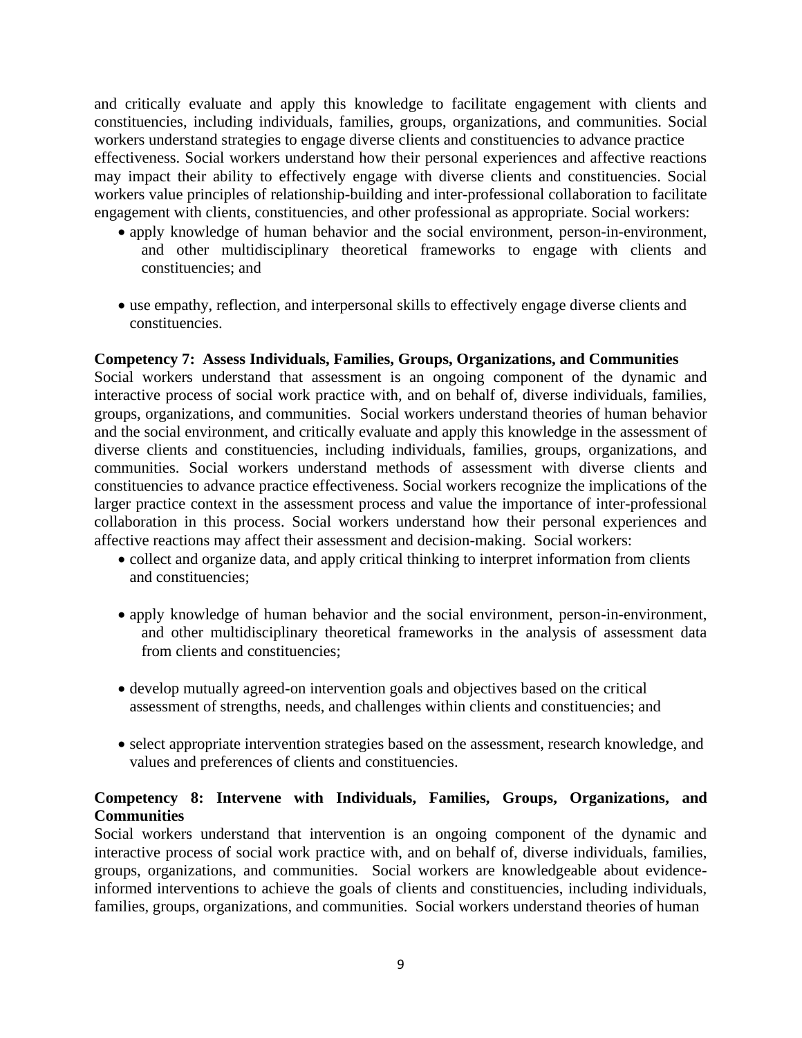and critically evaluate and apply this knowledge to facilitate engagement with clients and constituencies, including individuals, families, groups, organizations, and communities. Social workers understand strategies to engage diverse clients and constituencies to advance practice effectiveness. Social workers understand how their personal experiences and affective reactions may impact their ability to effectively engage with diverse clients and constituencies. Social workers value principles of relationship-building and inter-professional collaboration to facilitate engagement with clients, constituencies, and other professional as appropriate. Social workers:

- apply knowledge of human behavior and the social environment, person-in-environment, and other multidisciplinary theoretical frameworks to engage with clients and constituencies; and
- use empathy, reflection, and interpersonal skills to effectively engage diverse clients and constituencies.

**Competency 7: Assess Individuals, Families, Groups, Organizations, and Communities**

Social workers understand that assessment is an ongoing component of the dynamic and interactive process of social work practice with, and on behalf of, diverse individuals, families, groups, organizations, and communities. Social workers understand theories of human behavior and the social environment, and critically evaluate and apply this knowledge in the assessment of diverse clients and constituencies, including individuals, families, groups, organizations, and communities. Social workers understand methods of assessment with diverse clients and constituencies to advance practice effectiveness. Social workers recognize the implications of the larger practice context in the assessment process and value the importance of inter-professional collaboration in this process. Social workers understand how their personal experiences and affective reactions may affect their assessment and decision-making. Social workers:

- collect and organize data, and apply critical thinking to interpret information from clients and constituencies;
- apply knowledge of human behavior and the social environment, person-in-environment, and other multidisciplinary theoretical frameworks in the analysis of assessment data from clients and constituencies;
- develop mutually agreed-on intervention goals and objectives based on the critical assessment of strengths, needs, and challenges within clients and constituencies; and
- select appropriate intervention strategies based on the assessment, research knowledge, and values and preferences of clients and constituencies.

**Competency 8: Intervene with Individuals, Families, Groups, Organizations, and Communities**

Social workers understand that intervention is an ongoing component of the dynamic and interactive process of social work practice with, and on behalf of, diverse individuals, families, groups, organizations, and communities. Social workers are knowledgeable about evidence-informed interventions to achieve the goals of clients and constituencies, including individuals, families, groups, organizations, and communities. Social workers understand theories of human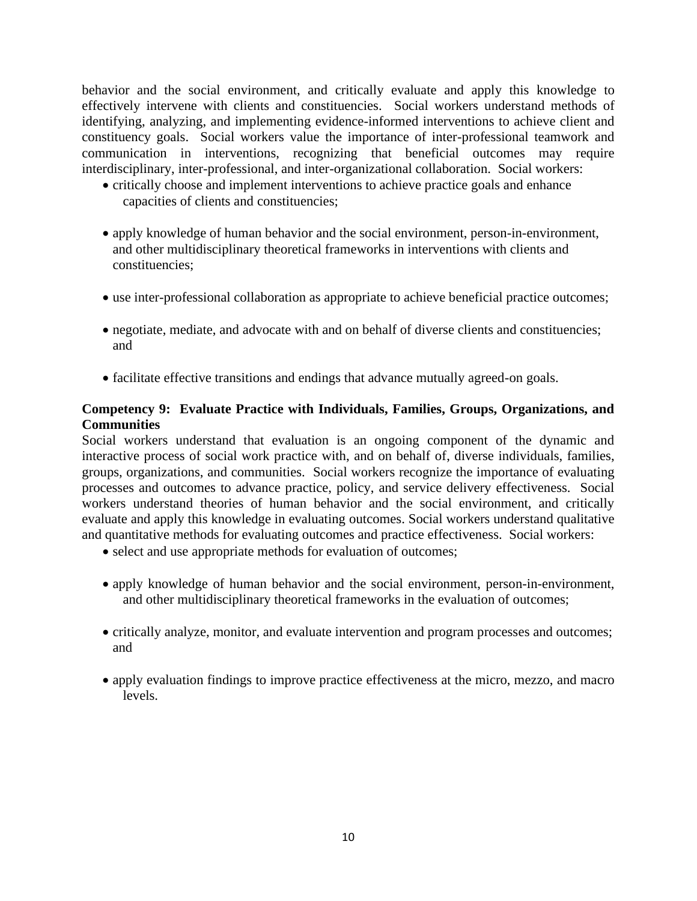behavior and the social environment, and critically evaluate and apply this knowledge to effectively intervene with clients and constituencies. Social workers understand methods of identifying, analyzing, and implementing evidence-informed interventions to achieve client and constituency goals. Social workers value the importance of inter-professional teamwork and communication in interventions, recognizing that beneficial outcomes may require interdisciplinary, inter-professional, and inter-organizational collaboration. Social workers:

- critically choose and implement interventions to achieve practice goals and enhance capacities of clients and constituencies;
- apply knowledge of human behavior and the social environment, person-in-environment, and other multidisciplinary theoretical frameworks in interventions with clients and constituencies;
- use inter-professional collaboration as appropriate to achieve beneficial practice outcomes;
- negotiate, mediate, and advocate with and on behalf of diverse clients and constituencies; and
- facilitate effective transitions and endings that advance mutually agreed-on goals.

**Competency 9: Evaluate Practice with Individuals, Families, Groups, Organizations, and Communities**

Social workers understand that evaluation is an ongoing component of the dynamic and interactive process of social work practice with, and on behalf of, diverse individuals, families, groups, organizations, and communities. Social workers recognize the importance of evaluating processes and outcomes to advance practice, policy, and service delivery effectiveness. Social workers understand theories of human behavior and the social environment, and critically evaluate and apply this knowledge in evaluating outcomes. Social workers understand qualitative and quantitative methods for evaluating outcomes and practice effectiveness. Social workers:

- select and use appropriate methods for evaluation of outcomes;
- apply knowledge of human behavior and the social environment, person-in-environment, and other multidisciplinary theoretical frameworks in the evaluation of outcomes;
- critically analyze, monitor, and evaluate intervention and program processes and outcomes; and
- apply evaluation findings to improve practice effectiveness at the micro, mezzo, and macro levels.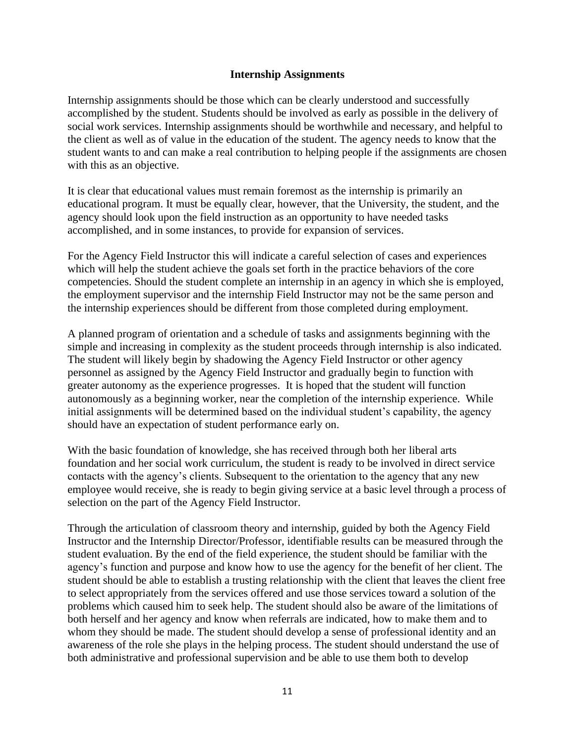## Internship Assignments

Internship assignments should be those which can be clearly understood and successfully accomplished by the student. Students should be involved as early as possible in the delivery of social work services. Internship assignments should be worthwhile and necessary, and helpful to the client as well as of value in the education of the student. The agency needs to know that the student wants to and can make a real contribution to helping people if the assignments are chosen with this as an objective.

It is clear that educational values must remain foremost as the internship is primarily an educational program. It must be equally clear, however, that the University, the student, and the agency should look upon the field instruction as an opportunity to have needed tasks accomplished, and in some instances, to provide for expansion of services.

For the Agency Field Instructor this will indicate a careful selection of cases and experiences which will help the student achieve the goals set forth in the practice behaviors of the core competencies. Should the student complete an internship in an agency in which she is employed, the employment supervisor and the internship Field Instructor may not be the same person and the internship experiences should be different from those completed during employment.

A planned program of orientation and a schedule of tasks and assignments beginning with the simple and increasing in complexity as the student proceeds through internship is also indicated. The student will likely begin by shadowing the Agency Field Instructor or other agency personnel as assigned by the Agency Field Instructor and gradually begin to function with greater autonomy as the experience progresses. It is hoped that the student will function autonomously as a beginning worker, near the completion of the internship experience. While initial assignments will be determined based on the individual student's capability, the agency should have an expectation of student performance early on.

With the basic foundation of knowledge, she has received through both her liberal arts foundation and her social work curriculum, the student is ready to be involved in direct service contacts with the agency's clients. Subsequent to the orientation to the agency that any new employee would receive, she is ready to begin giving service at a basic level through a process of selection on the part of the Agency Field Instructor.

Through the articulation of classroom theory and internship, guided by both the Agency Field Instructor and the Internship Director/Professor, identifiable results can be measured through the student evaluation. By the end of the field experience, the student should be familiar with the agency's function and purpose and know how to use the agency for the benefit of her client. The student should be able to establish a trusting relationship with the client that leaves the client free to select appropriately from the services offered and use those services toward a solution of the problems which caused him to seek help. The student should also be aware of the limitations of both herself and her agency and know when referrals are indicated, how to make them and to whom they should be made. The student should develop a sense of professional identity and an awareness of the role she plays in the helping process. The student should understand the use of both administrative and professional supervision and be able to use them both to develop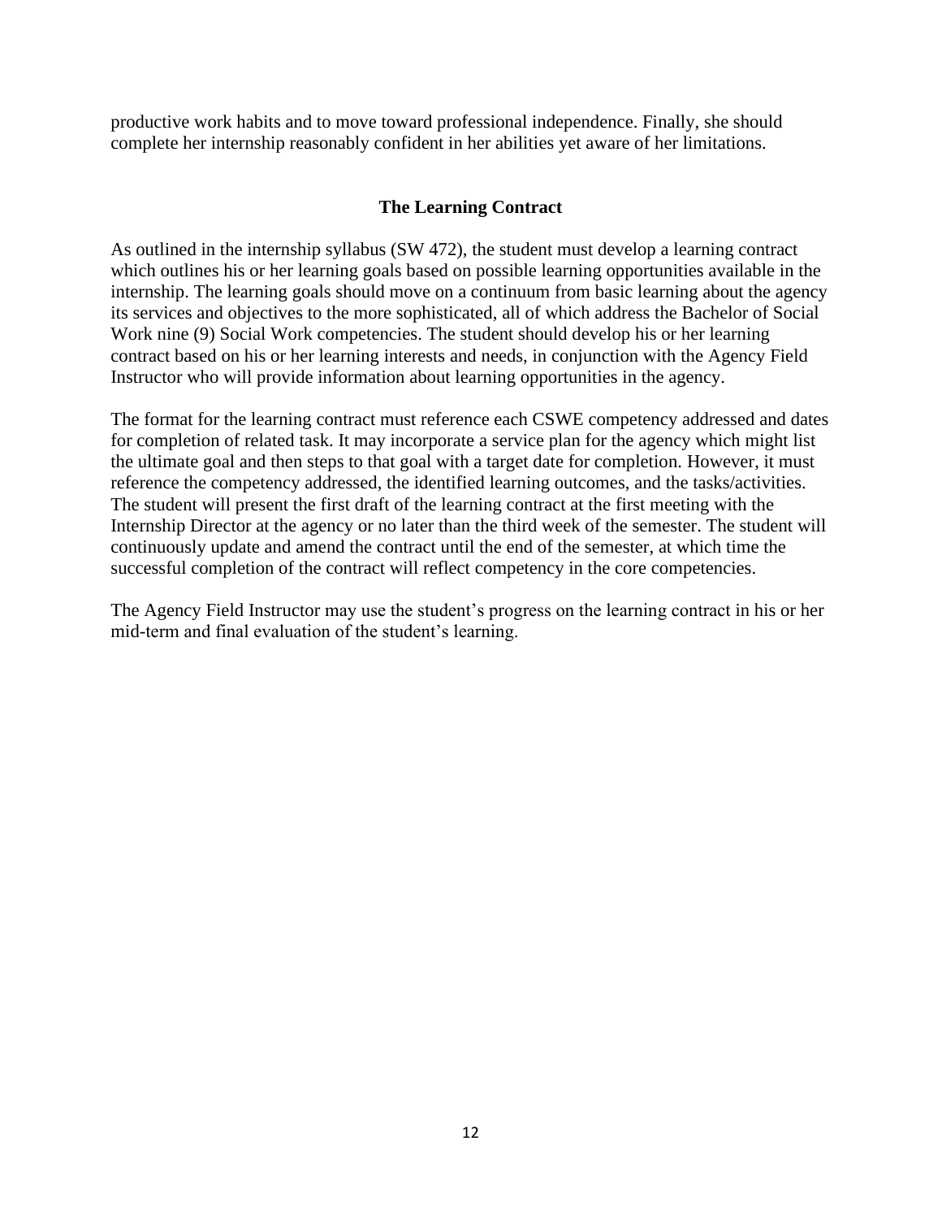productive work habits and to move toward professional independence. Finally, she should complete her internship reasonably confident in her abilities yet aware of her limitations.

## The Learning Contract

As outlined in the internship syllabus (SW 472), the student must develop a learning contract which outlines his or her learning goals based on possible learning opportunities available in the internship. The learning goals should move on a continuum from basic learning about the agency its services and objectives to the more sophisticated, all of which address the Bachelor of Social Work nine (9) Social Work competencies. The student should develop his or her learning contract based on his or her learning interests and needs, in conjunction with the Agency Field Instructor who will provide information about learning opportunities in the agency.

The format for the learning contract must reference each CSWE competency addressed and dates for completion of related task. It may incorporate a service plan for the agency which might list the ultimate goal and then steps to that goal with a target date for completion. However, it must reference the competency addressed, the identified learning outcomes, and the tasks/activities. The student will present the first draft of the learning contract at the first meeting with the Internship Director at the agency or no later than the third week of the semester. The student will continuously update and amend the contract until the end of the semester, at which time the successful completion of the contract will reflect competency in the core competencies.

The Agency Field Instructor may use the student's progress on the learning contract in his or her mid-term and final evaluation of the student's learning.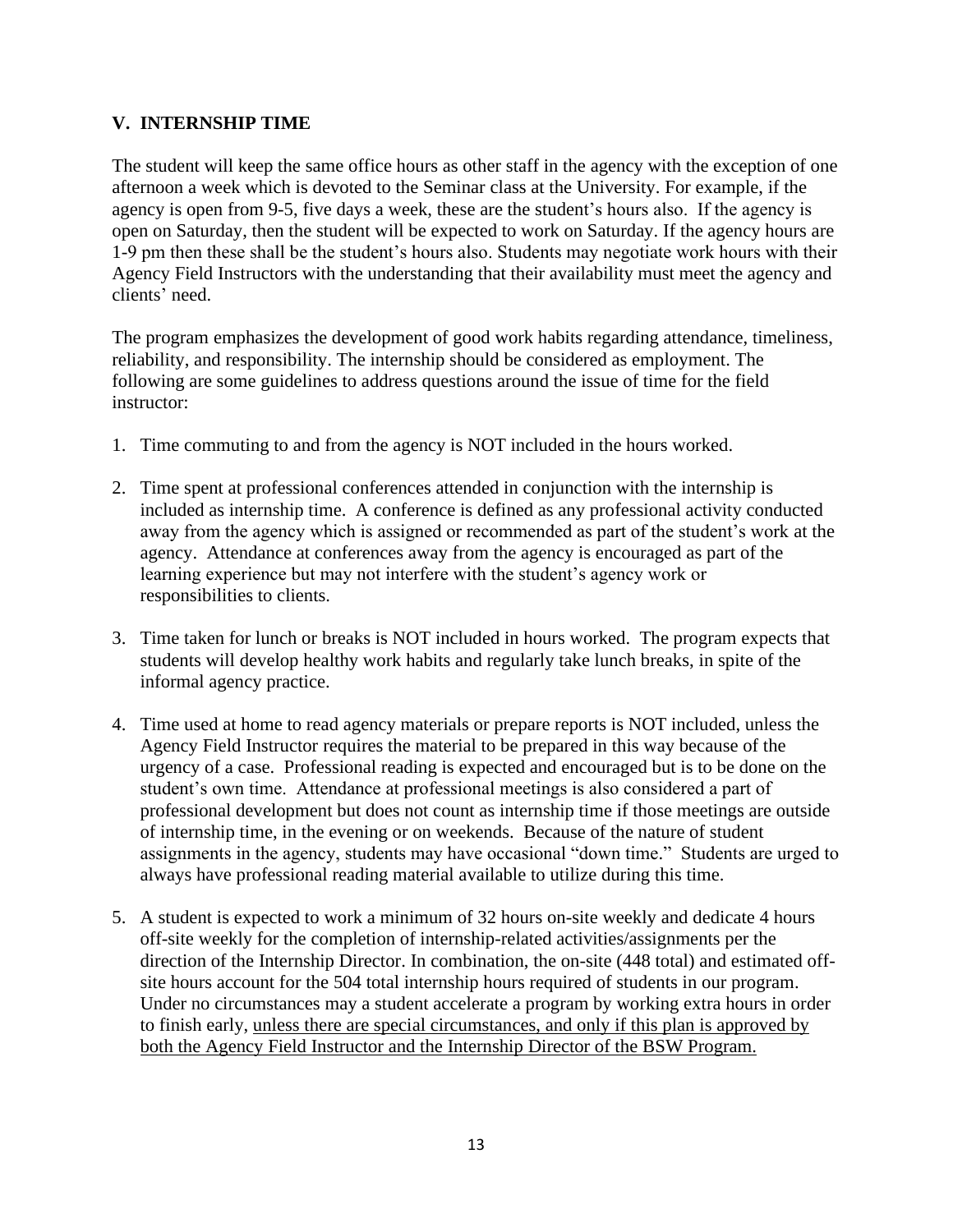## V. INTERNSHIP TIME

The student will keep the same office hours as other staff in the agency with the exception of one afternoon a week which is devoted to the Seminar class at the University. For example, if the agency is open from 9-5, five days a week, these are the student's hours also. If the agency is open on Saturday, then the student will be expected to work on Saturday. If the agency hours are 1-9 pm then these shall be the student's hours also. Students may negotiate work hours with their Agency Field Instructors with the understanding that their availability must meet the agency and clients' need.

The program emphasizes the development of good work habits regarding attendance, timeliness, reliability, and responsibility. The internship should be considered as employment. The following are some guidelines to address questions around the issue of time for the field instructor:

1. Time commuting to and from the agency is NOT included in the hours worked.
2. Time spent at professional conferences attended in conjunction with the internship is included as internship time. A conference is defined as any professional activity conducted away from the agency which is assigned or recommended as part of the student's work at the agency. Attendance at conferences away from the agency is encouraged as part of the learning experience but may not interfere with the student's agency work or responsibilities to clients.
3. Time taken for lunch or breaks is NOT included in hours worked. The program expects that students will develop healthy work habits and regularly take lunch breaks, in spite of the informal agency practice.
4. Time used at home to read agency materials or prepare reports is NOT included, unless the Agency Field Instructor requires the material to be prepared in this way because of the urgency of a case. Professional reading is expected and encouraged but is to be done on the student's own time. Attendance at professional meetings is also considered a part of professional development but does not count as internship time if those meetings are outside of internship time, in the evening or on weekends. Because of the nature of student assignments in the agency, students may have occasional "down time." Students are urged to always have professional reading material available to utilize during this time.
5. A student is expected to work a minimum of 32 hours on-site weekly and dedicate 4 hours off-site weekly for the completion of internship-related activities/assignments per the direction of the Internship Director. In combination, the on-site (448 total) and estimated off-site hours account for the 504 total internship hours required of students in our program. Under no circumstances may a student accelerate a program by working extra hours in order to finish early, <u>unless there are special circumstances, and only if this plan is approved by both the Agency Field Instructor and the Internship Director of the BSW Program.</u>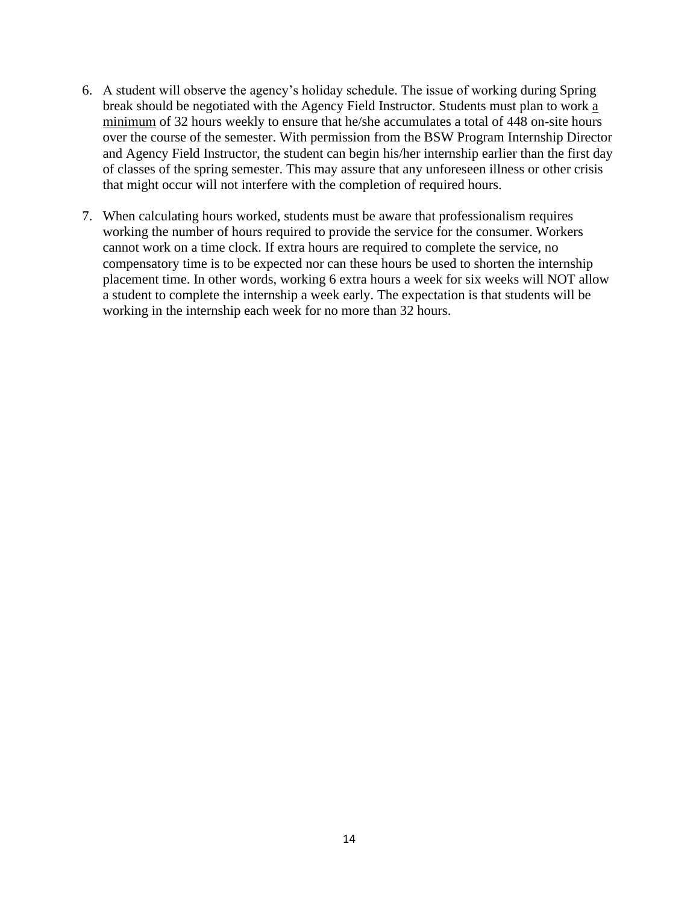6. A student will observe the agency's holiday schedule. The issue of working during Spring break should be negotiated with the Agency Field Instructor. Students must plan to work a minimum of 32 hours weekly to ensure that he/she accumulates a total of 448 on-site hours over the course of the semester. With permission from the BSW Program Internship Director and Agency Field Instructor, the student can begin his/her internship earlier than the first day of classes of the spring semester. This may assure that any unforeseen illness or other crisis that might occur will not interfere with the completion of required hours.

7. When calculating hours worked, students must be aware that professionalism requires working the number of hours required to provide the service for the consumer. Workers cannot work on a time clock. If extra hours are required to complete the service, no compensatory time is to be expected nor can these hours be used to shorten the internship placement time. In other words, working 6 extra hours a week for six weeks will NOT allow a student to complete the internship a week early. The expectation is that students will be working in the internship each week for no more than 32 hours.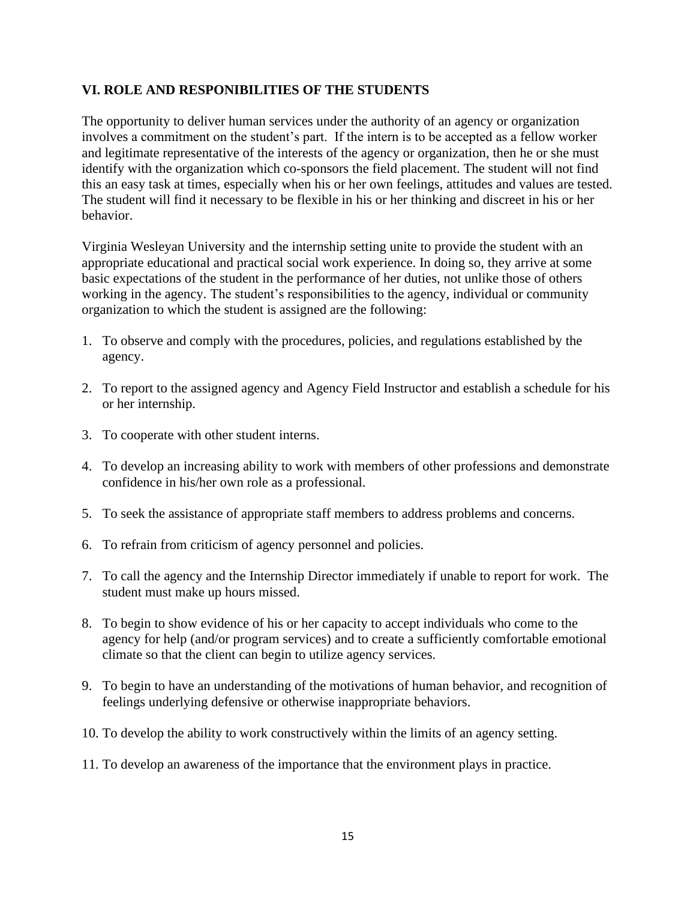## VI. ROLE AND RESPONIBILITIES OF THE STUDENTS

The opportunity to deliver human services under the authority of an agency or organization involves a commitment on the student's part. If the intern is to be accepted as a fellow worker and legitimate representative of the interests of the agency or organization, then he or she must identify with the organization which co-sponsors the field placement. The student will not find this an easy task at times, especially when his or her own feelings, attitudes and values are tested. The student will find it necessary to be flexible in his or her thinking and discreet in his or her behavior.

Virginia Wesleyan University and the internship setting unite to provide the student with an appropriate educational and practical social work experience. In doing so, they arrive at some basic expectations of the student in the performance of her duties, not unlike those of others working in the agency. The student's responsibilities to the agency, individual or community organization to which the student is assigned are the following:

1. To observe and comply with the procedures, policies, and regulations established by the agency.

2. To report to the assigned agency and Agency Field Instructor and establish a schedule for his or her internship.

3. To cooperate with other student interns.

4. To develop an increasing ability to work with members of other professions and demonstrate confidence in his/her own role as a professional.

5. To seek the assistance of appropriate staff members to address problems and concerns.

6. To refrain from criticism of agency personnel and policies.

7. To call the agency and the Internship Director immediately if unable to report for work. The student must make up hours missed.

8. To begin to show evidence of his or her capacity to accept individuals who come to the agency for help (and/or program services) and to create a sufficiently comfortable emotional climate so that the client can begin to utilize agency services.

9. To begin to have an understanding of the motivations of human behavior, and recognition of feelings underlying defensive or otherwise inappropriate behaviors.

10. To develop the ability to work constructively within the limits of an agency setting.

11. To develop an awareness of the importance that the environment plays in practice.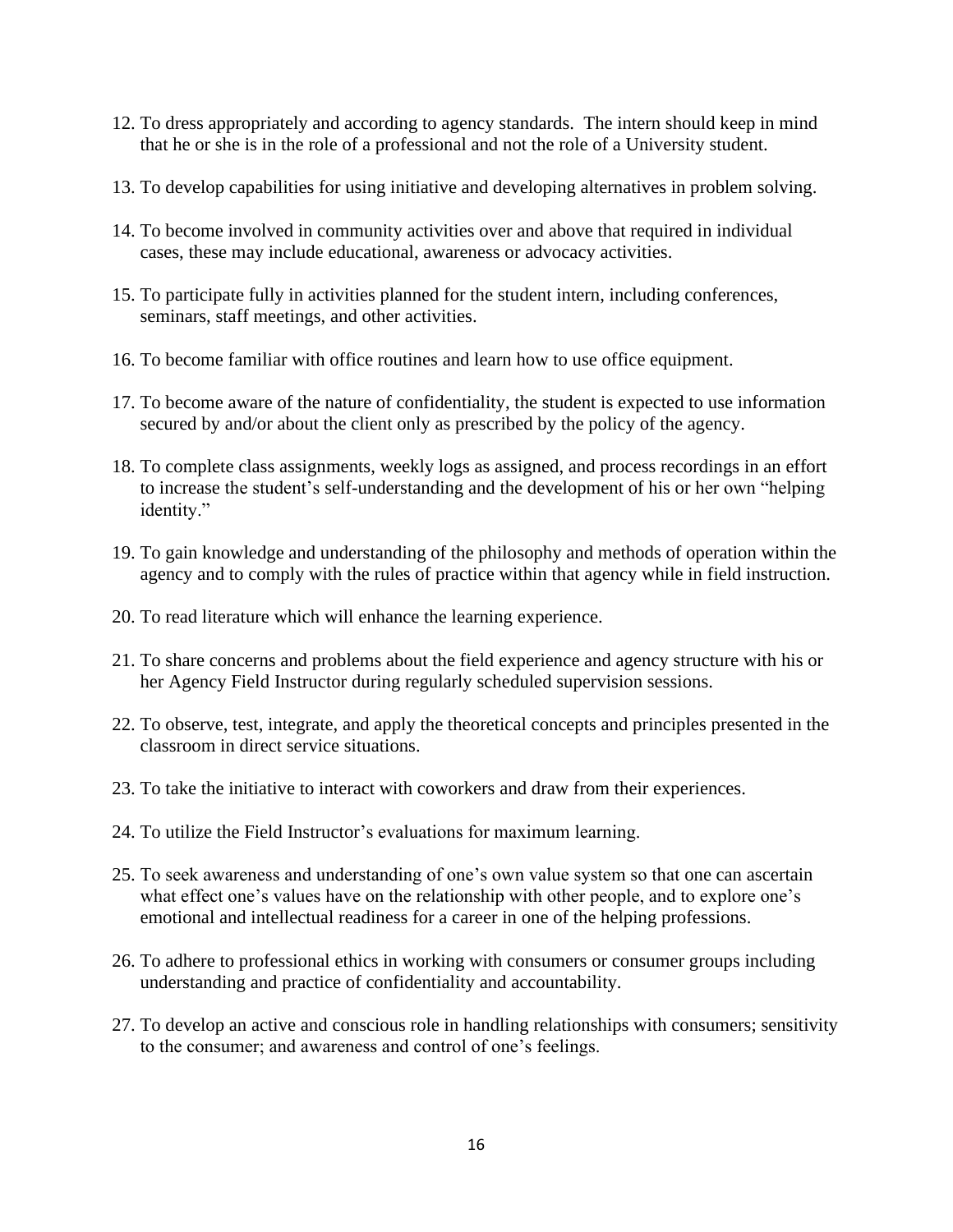12. To dress appropriately and according to agency standards. The intern should keep in mind that he or she is in the role of a professional and not the role of a University student.

13. To develop capabilities for using initiative and developing alternatives in problem solving.

14. To become involved in community activities over and above that required in individual cases, these may include educational, awareness or advocacy activities.

15. To participate fully in activities planned for the student intern, including conferences, seminars, staff meetings, and other activities.

16. To become familiar with office routines and learn how to use office equipment.

17. To become aware of the nature of confidentiality, the student is expected to use information secured by and/or about the client only as prescribed by the policy of the agency.

18. To complete class assignments, weekly logs as assigned, and process recordings in an effort to increase the student's self-understanding and the development of his or her own "helping identity."

19. To gain knowledge and understanding of the philosophy and methods of operation within the agency and to comply with the rules of practice within that agency while in field instruction.

20. To read literature which will enhance the learning experience.

21. To share concerns and problems about the field experience and agency structure with his or her Agency Field Instructor during regularly scheduled supervision sessions.

22. To observe, test, integrate, and apply the theoretical concepts and principles presented in the classroom in direct service situations.

23. To take the initiative to interact with coworkers and draw from their experiences.

24. To utilize the Field Instructor's evaluations for maximum learning.

25. To seek awareness and understanding of one's own value system so that one can ascertain what effect one's values have on the relationship with other people, and to explore one's emotional and intellectual readiness for a career in one of the helping professions.

26. To adhere to professional ethics in working with consumers or consumer groups including understanding and practice of confidentiality and accountability.

27. To develop an active and conscious role in handling relationships with consumers; sensitivity to the consumer; and awareness and control of one's feelings.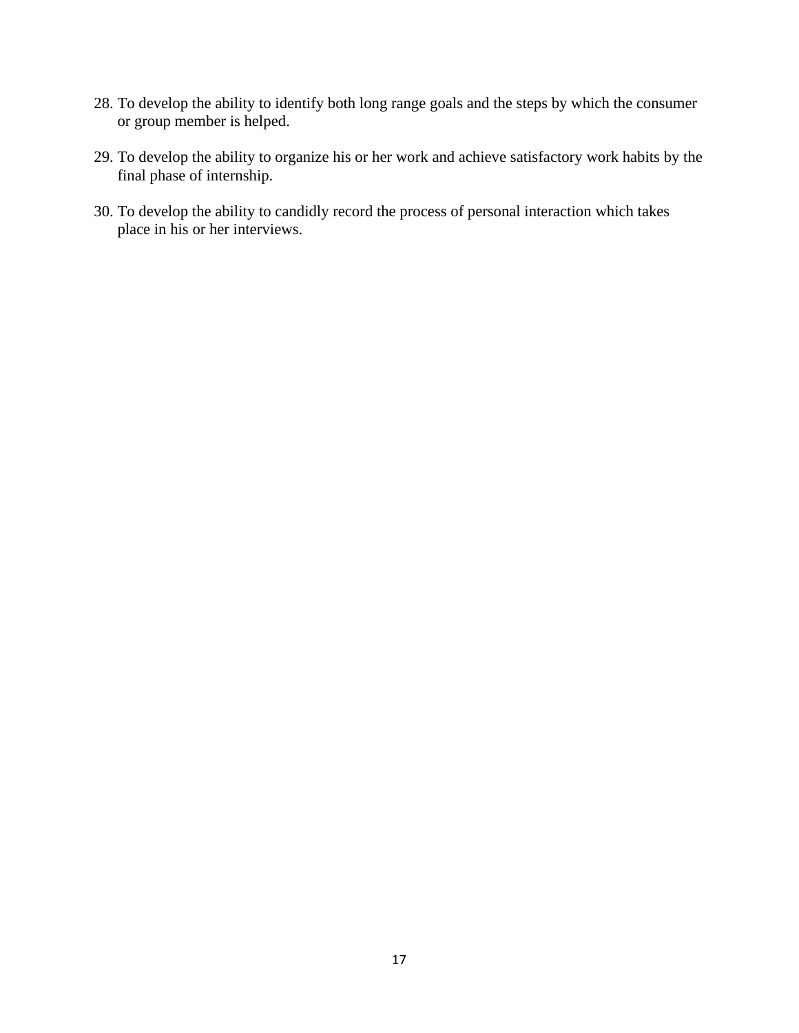28. To develop the ability to identify both long range goals and the steps by which the consumer or group member is helped.

29. To develop the ability to organize his or her work and achieve satisfactory work habits by the final phase of internship.

30. To develop the ability to candidly record the process of personal interaction which takes place in his or her interviews.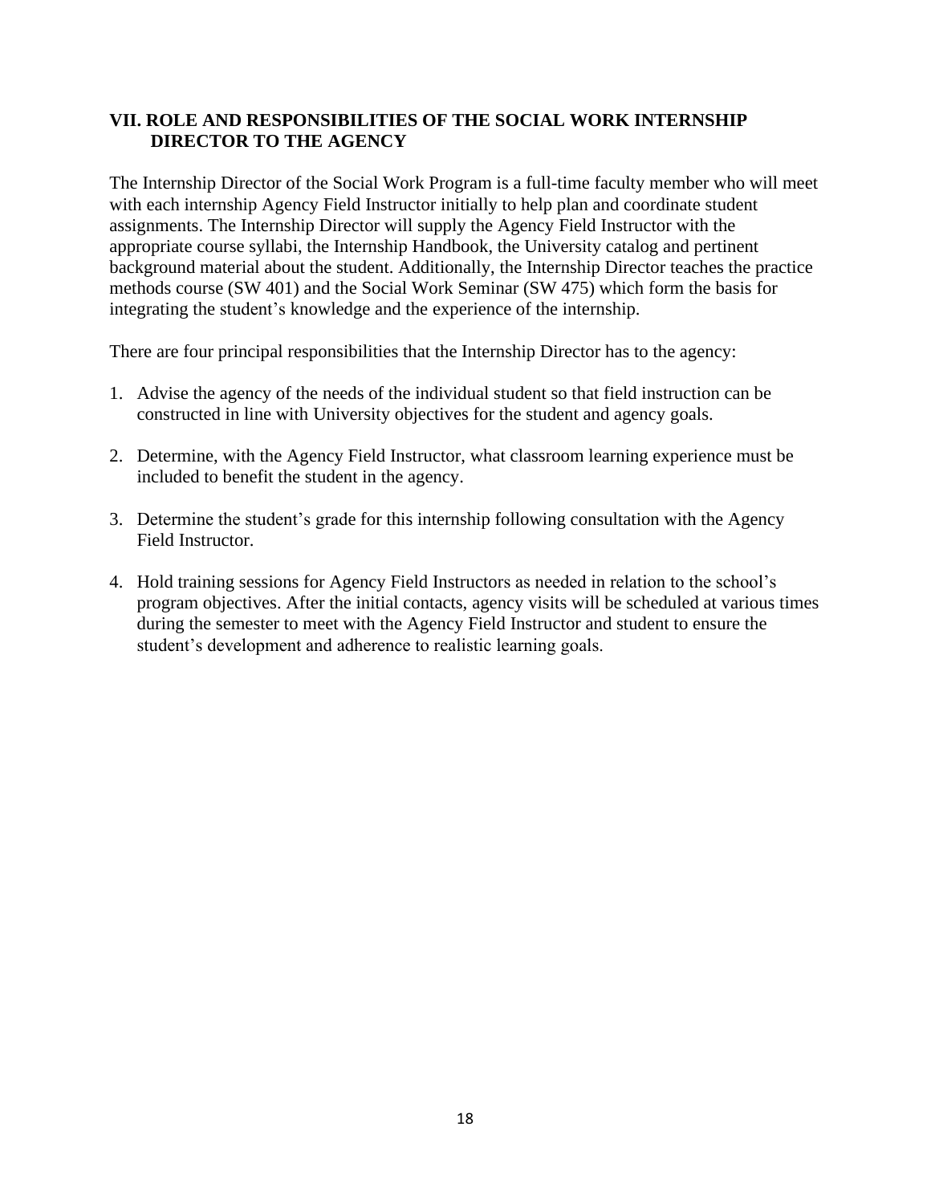## VII. ROLE AND RESPONSIBILITIES OF THE SOCIAL WORK INTERNSHIP DIRECTOR TO THE AGENCY

The Internship Director of the Social Work Program is a full-time faculty member who will meet with each internship Agency Field Instructor initially to help plan and coordinate student assignments. The Internship Director will supply the Agency Field Instructor with the appropriate course syllabi, the Internship Handbook, the University catalog and pertinent background material about the student. Additionally, the Internship Director teaches the practice methods course (SW 401) and the Social Work Seminar (SW 475) which form the basis for integrating the student's knowledge and the experience of the internship.

There are four principal responsibilities that the Internship Director has to the agency:

1. Advise the agency of the needs of the individual student so that field instruction can be constructed in line with University objectives for the student and agency goals.

2. Determine, with the Agency Field Instructor, what classroom learning experience must be included to benefit the student in the agency.

3. Determine the student's grade for this internship following consultation with the Agency Field Instructor.

4. Hold training sessions for Agency Field Instructors as needed in relation to the school's program objectives. After the initial contacts, agency visits will be scheduled at various times during the semester to meet with the Agency Field Instructor and student to ensure the student's development and adherence to realistic learning goals.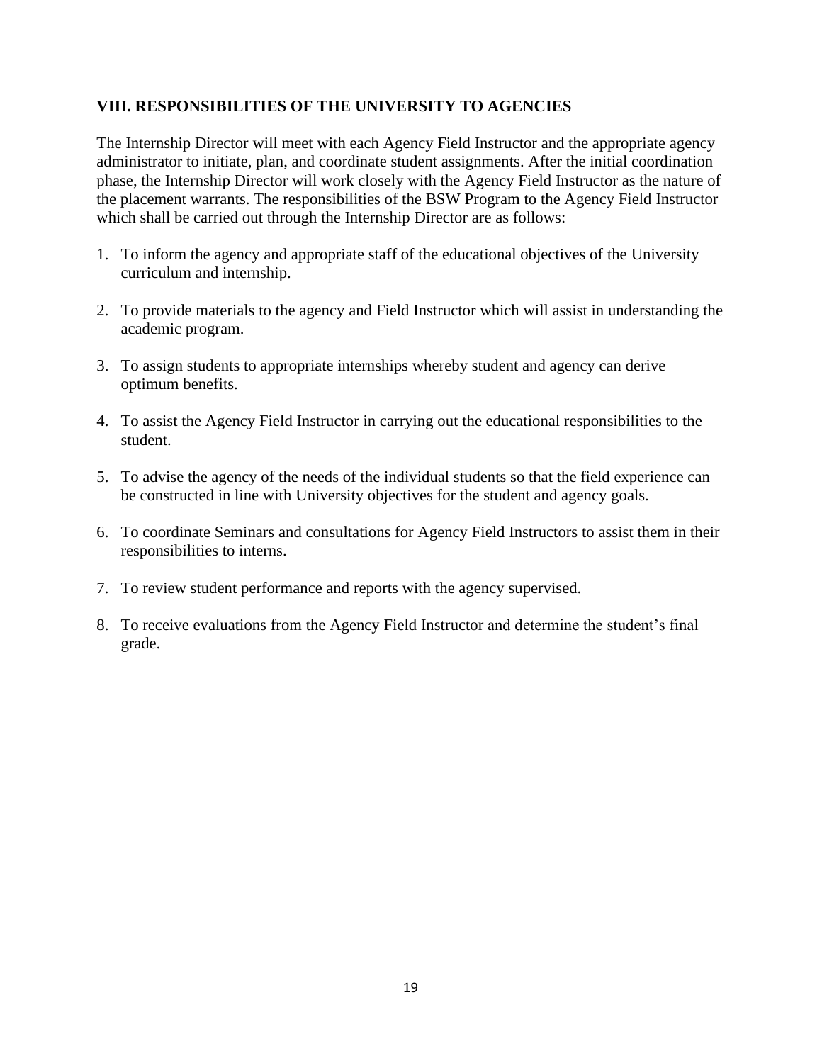## VIII. RESPONSIBILITIES OF THE UNIVERSITY TO AGENCIES

The Internship Director will meet with each Agency Field Instructor and the appropriate agency administrator to initiate, plan, and coordinate student assignments. After the initial coordination phase, the Internship Director will work closely with the Agency Field Instructor as the nature of the placement warrants. The responsibilities of the BSW Program to the Agency Field Instructor which shall be carried out through the Internship Director are as follows:

1. To inform the agency and appropriate staff of the educational objectives of the University curriculum and internship.

2. To provide materials to the agency and Field Instructor which will assist in understanding the academic program.

3. To assign students to appropriate internships whereby student and agency can derive optimum benefits.

4. To assist the Agency Field Instructor in carrying out the educational responsibilities to the student.

5. To advise the agency of the needs of the individual students so that the field experience can be constructed in line with University objectives for the student and agency goals.

6. To coordinate Seminars and consultations for Agency Field Instructors to assist them in their responsibilities to interns.

7. To review student performance and reports with the agency supervised.

8. To receive evaluations from the Agency Field Instructor and determine the student's final grade.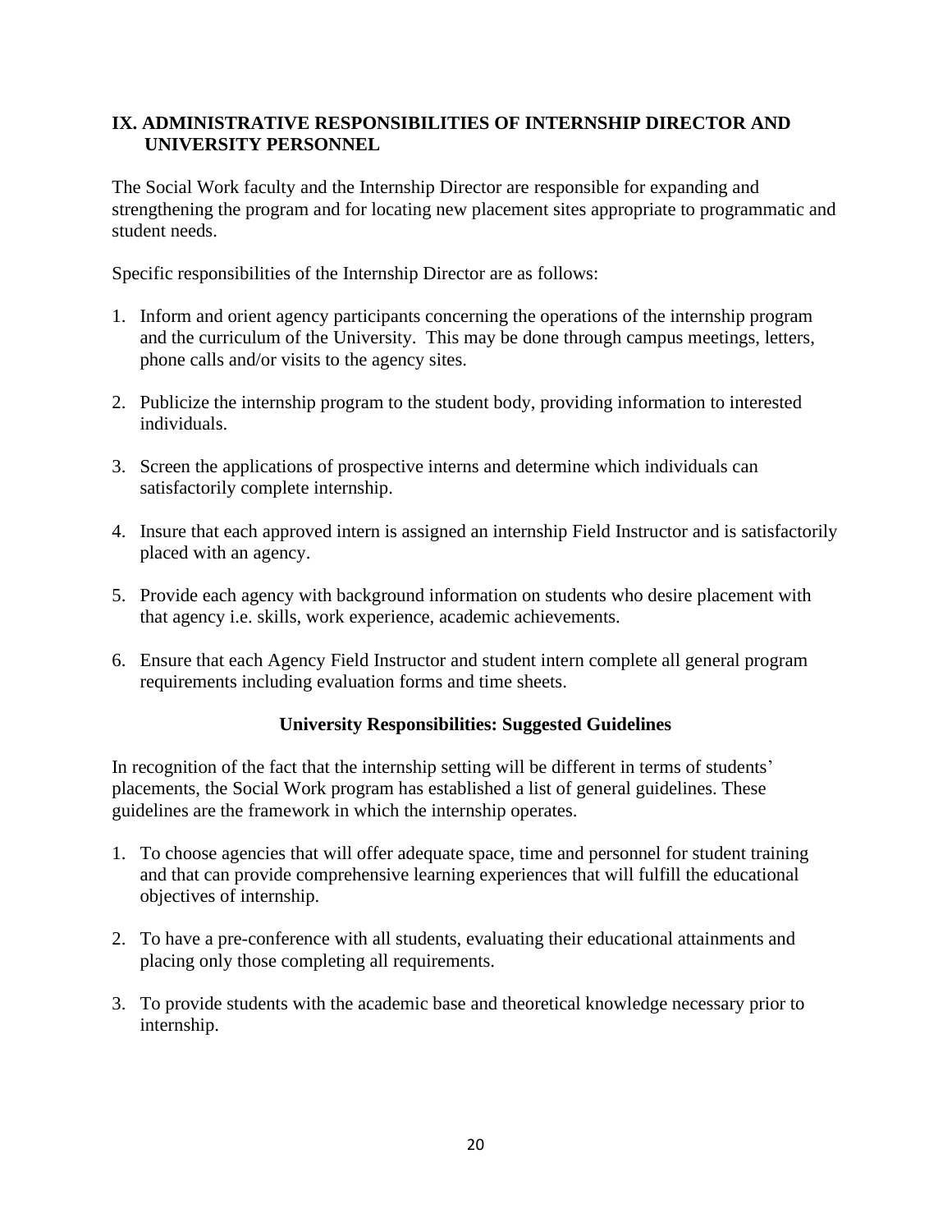## IX. ADMINISTRATIVE RESPONSIBILITIES OF INTERNSHIP DIRECTOR AND UNIVERSITY PERSONNEL

The Social Work faculty and the Internship Director are responsible for expanding and strengthening the program and for locating new placement sites appropriate to programmatic and student needs.

Specific responsibilities of the Internship Director are as follows:

1. Inform and orient agency participants concerning the operations of the internship program and the curriculum of the University. This may be done through campus meetings, letters, phone calls and/or visits to the agency sites.

2. Publicize the internship program to the student body, providing information to interested individuals.

3. Screen the applications of prospective interns and determine which individuals can satisfactorily complete internship.

4. Insure that each approved intern is assigned an internship Field Instructor and is satisfactorily placed with an agency.

5. Provide each agency with background information on students who desire placement with that agency i.e. skills, work experience, academic achievements.

6. Ensure that each Agency Field Instructor and student intern complete all general program requirements including evaluation forms and time sheets.

### University Responsibilities: Suggested Guidelines

In recognition of the fact that the internship setting will be different in terms of students' placements, the Social Work program has established a list of general guidelines. These guidelines are the framework in which the internship operates.

1. To choose agencies that will offer adequate space, time and personnel for student training and that can provide comprehensive learning experiences that will fulfill the educational objectives of internship.

2. To have a pre-conference with all students, evaluating their educational attainments and placing only those completing all requirements.

3. To provide students with the academic base and theoretical knowledge necessary prior to internship.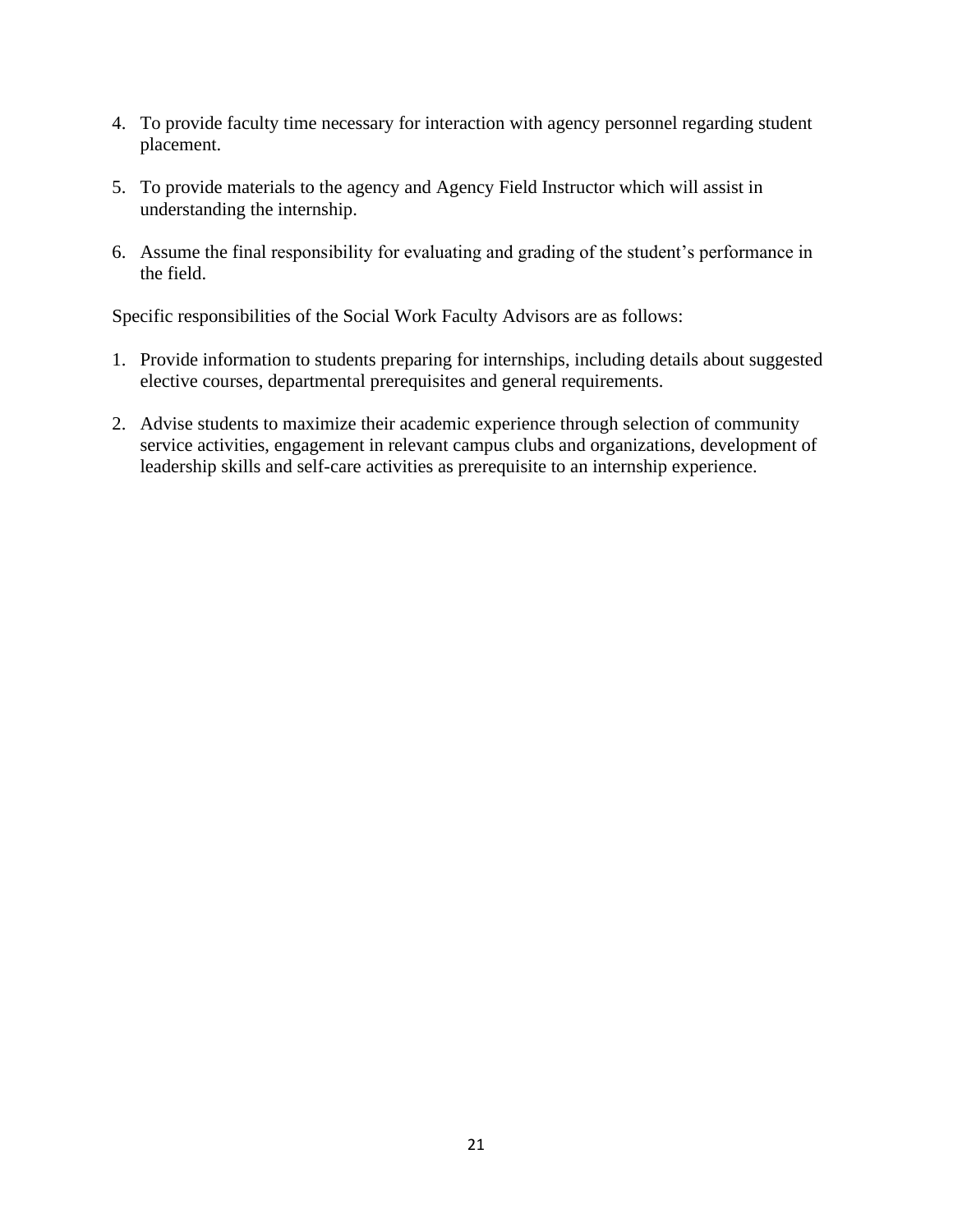4. To provide faculty time necessary for interaction with agency personnel regarding student placement.

5. To provide materials to the agency and Agency Field Instructor which will assist in understanding the internship.

6. Assume the final responsibility for evaluating and grading of the student's performance in the field.

Specific responsibilities of the Social Work Faculty Advisors are as follows:

1. Provide information to students preparing for internships, including details about suggested elective courses, departmental prerequisites and general requirements.

2. Advise students to maximize their academic experience through selection of community service activities, engagement in relevant campus clubs and organizations, development of leadership skills and self-care activities as prerequisite to an internship experience.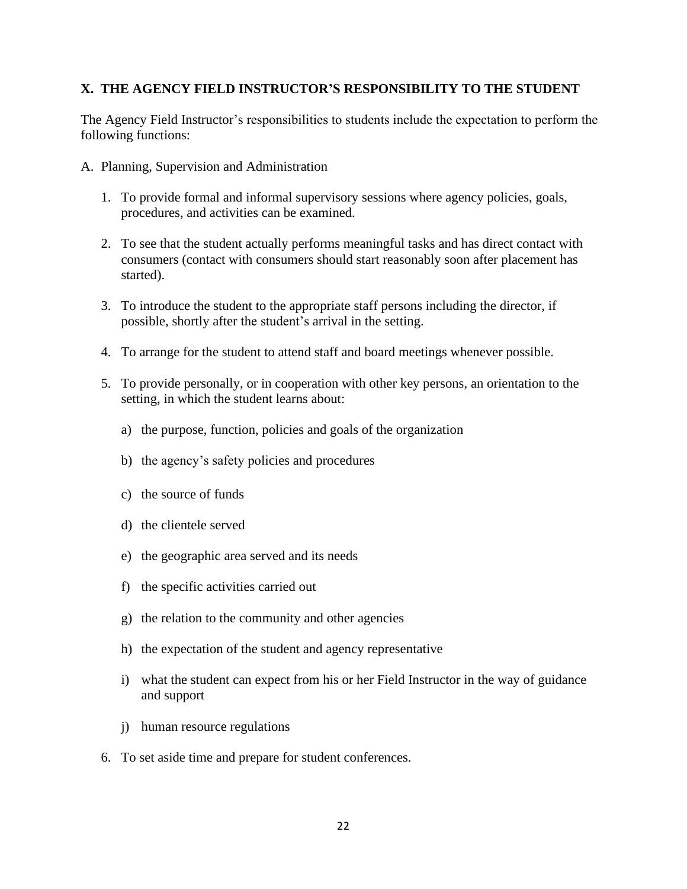## X. THE AGENCY FIELD INSTRUCTOR'S RESPONSIBILITY TO THE STUDENT

The Agency Field Instructor's responsibilities to students include the expectation to perform the following functions:

A. Planning, Supervision and Administration

1. To provide formal and informal supervisory sessions where agency policies, goals, procedures, and activities can be examined.

2. To see that the student actually performs meaningful tasks and has direct contact with consumers (contact with consumers should start reasonably soon after placement has started).

3. To introduce the student to the appropriate staff persons including the director, if possible, shortly after the student's arrival in the setting.

4. To arrange for the student to attend staff and board meetings whenever possible.

5. To provide personally, or in cooperation with other key persons, an orientation to the setting, in which the student learns about:

   a) the purpose, function, policies and goals of the organization

   b) the agency's safety policies and procedures

   c) the source of funds

   d) the clientele served

   e) the geographic area served and its needs

   f) the specific activities carried out

   g) the relation to the community and other agencies

   h) the expectation of the student and agency representative

   i) what the student can expect from his or her Field Instructor in the way of guidance and support

   j) human resource regulations

6. To set aside time and prepare for student conferences.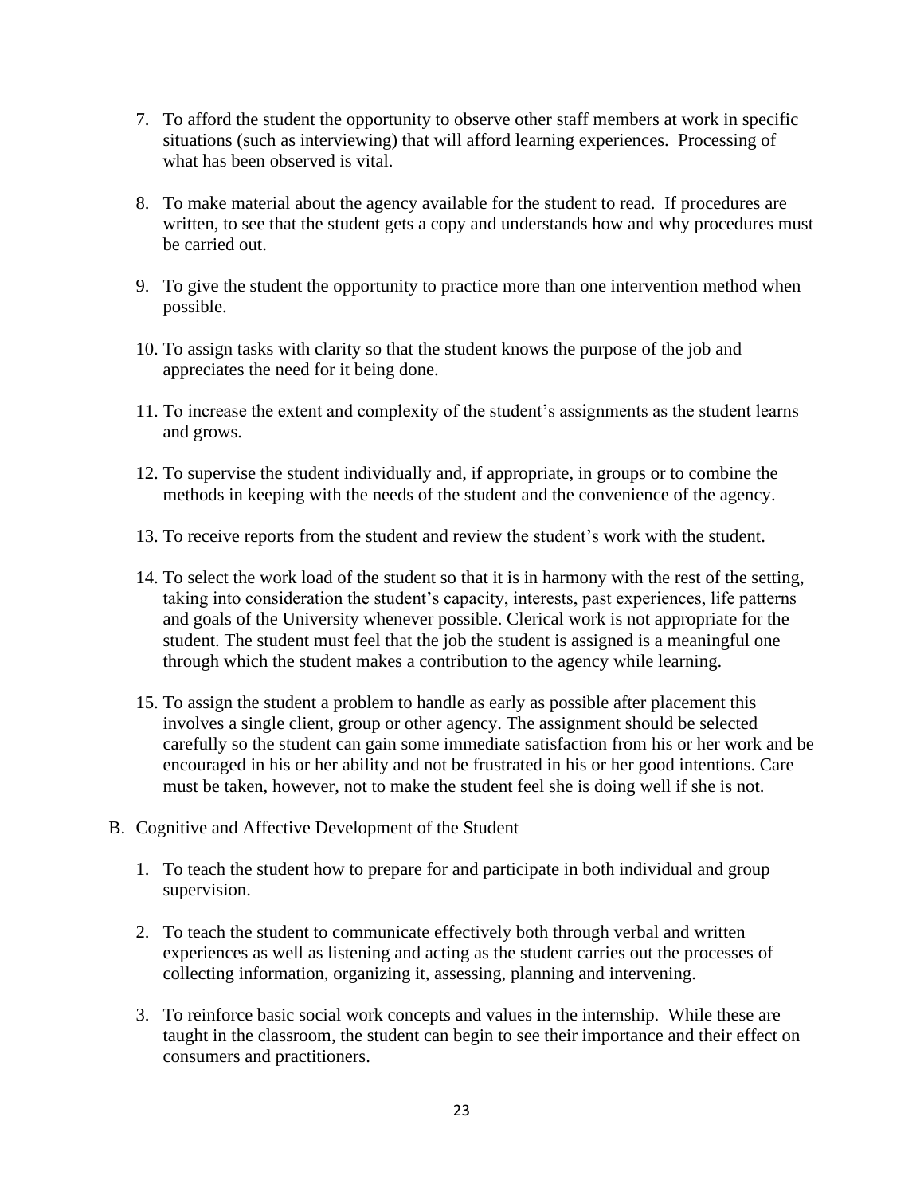7. To afford the student the opportunity to observe other staff members at work in specific situations (such as interviewing) that will afford learning experiences. Processing of what has been observed is vital.

8. To make material about the agency available for the student to read. If procedures are written, to see that the student gets a copy and understands how and why procedures must be carried out.

9. To give the student the opportunity to practice more than one intervention method when possible.

10. To assign tasks with clarity so that the student knows the purpose of the job and appreciates the need for it being done.

11. To increase the extent and complexity of the student's assignments as the student learns and grows.

12. To supervise the student individually and, if appropriate, in groups or to combine the methods in keeping with the needs of the student and the convenience of the agency.

13. To receive reports from the student and review the student's work with the student.

14. To select the work load of the student so that it is in harmony with the rest of the setting, taking into consideration the student's capacity, interests, past experiences, life patterns and goals of the University whenever possible. Clerical work is not appropriate for the student. The student must feel that the job the student is assigned is a meaningful one through which the student makes a contribution to the agency while learning.

15. To assign the student a problem to handle as early as possible after placement this involves a single client, group or other agency. The assignment should be selected carefully so the student can gain some immediate satisfaction from his or her work and be encouraged in his or her ability and not be frustrated in his or her good intentions. Care must be taken, however, not to make the student feel she is doing well if she is not.

B. Cognitive and Affective Development of the Student

1. To teach the student how to prepare for and participate in both individual and group supervision.

2. To teach the student to communicate effectively both through verbal and written experiences as well as listening and acting as the student carries out the processes of collecting information, organizing it, assessing, planning and intervening.

3. To reinforce basic social work concepts and values in the internship. While these are taught in the classroom, the student can begin to see their importance and their effect on consumers and practitioners.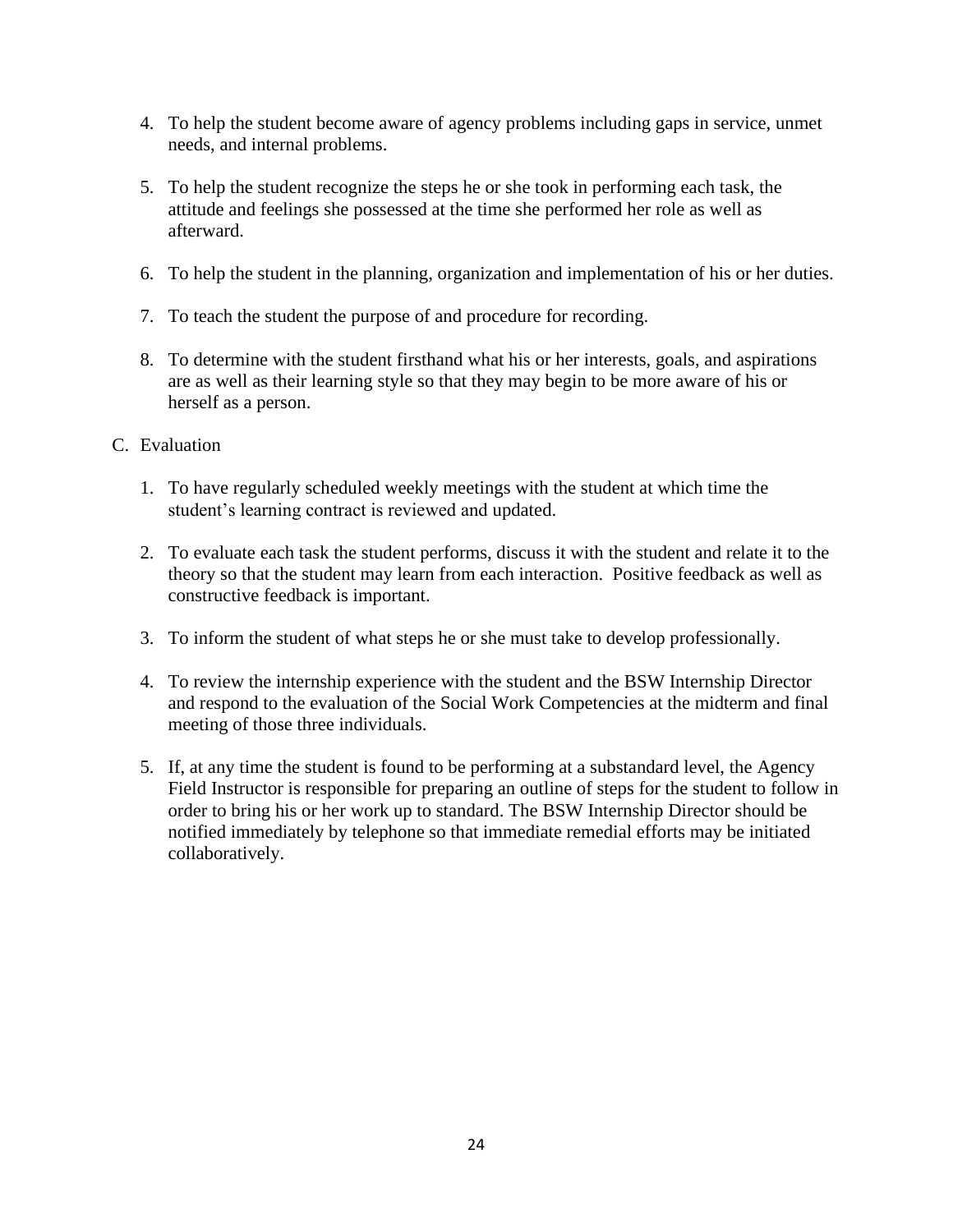4. To help the student become aware of agency problems including gaps in service, unmet needs, and internal problems.

5. To help the student recognize the steps he or she took in performing each task, the attitude and feelings she possessed at the time she performed her role as well as afterward.

6. To help the student in the planning, organization and implementation of his or her duties.

7. To teach the student the purpose of and procedure for recording.

8. To determine with the student firsthand what his or her interests, goals, and aspirations are as well as their learning style so that they may begin to be more aware of his or herself as a person.

C. Evaluation

   1. To have regularly scheduled weekly meetings with the student at which time the student's learning contract is reviewed and updated.

   2. To evaluate each task the student performs, discuss it with the student and relate it to the theory so that the student may learn from each interaction. Positive feedback as well as constructive feedback is important.

   3. To inform the student of what steps he or she must take to develop professionally.

   4. To review the internship experience with the student and the BSW Internship Director and respond to the evaluation of the Social Work Competencies at the midterm and final meeting of those three individuals.

   5. If, at any time the student is found to be performing at a substandard level, the Agency Field Instructor is responsible for preparing an outline of steps for the student to follow in order to bring his or her work up to standard. The BSW Internship Director should be notified immediately by telephone so that immediate remedial efforts may be initiated collaboratively.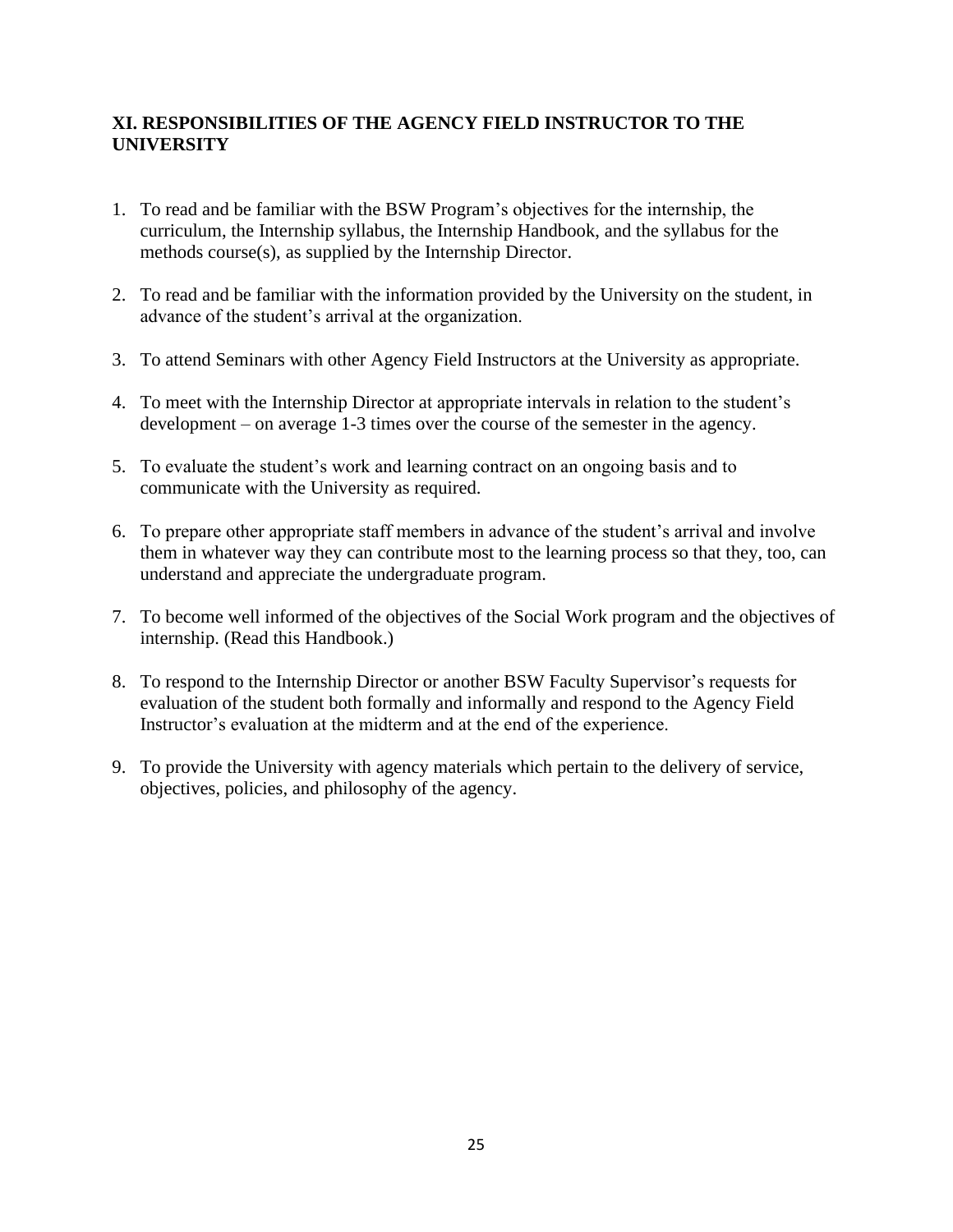## XI. RESPONSIBILITIES OF THE AGENCY FIELD INSTRUCTOR TO THE UNIVERSITY

1. To read and be familiar with the BSW Program's objectives for the internship, the curriculum, the Internship syllabus, the Internship Handbook, and the syllabus for the methods course(s), as supplied by the Internship Director.

2. To read and be familiar with the information provided by the University on the student, in advance of the student's arrival at the organization.

3. To attend Seminars with other Agency Field Instructors at the University as appropriate.

4. To meet with the Internship Director at appropriate intervals in relation to the student's development – on average 1-3 times over the course of the semester in the agency.

5. To evaluate the student's work and learning contract on an ongoing basis and to communicate with the University as required.

6. To prepare other appropriate staff members in advance of the student's arrival and involve them in whatever way they can contribute most to the learning process so that they, too, can understand and appreciate the undergraduate program.

7. To become well informed of the objectives of the Social Work program and the objectives of internship. (Read this Handbook.)

8. To respond to the Internship Director or another BSW Faculty Supervisor's requests for evaluation of the student both formally and informally and respond to the Agency Field Instructor's evaluation at the midterm and at the end of the experience.

9. To provide the University with agency materials which pertain to the delivery of service, objectives, policies, and philosophy of the agency.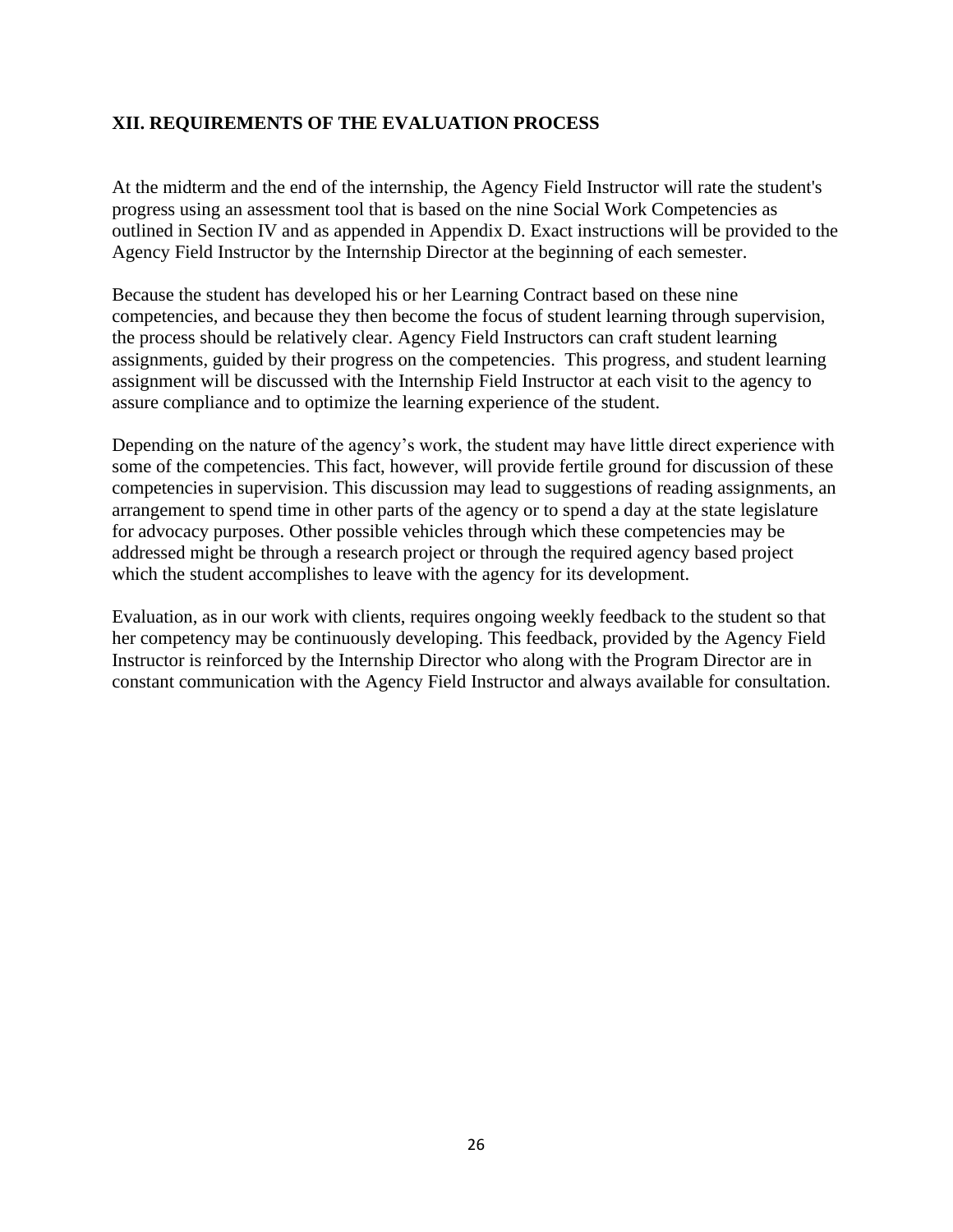## XII. REQUIREMENTS OF THE EVALUATION PROCESS

At the midterm and the end of the internship, the Agency Field Instructor will rate the student's progress using an assessment tool that is based on the nine Social Work Competencies as outlined in Section IV and as appended in Appendix D. Exact instructions will be provided to the Agency Field Instructor by the Internship Director at the beginning of each semester.

Because the student has developed his or her Learning Contract based on these nine competencies, and because they then become the focus of student learning through supervision, the process should be relatively clear. Agency Field Instructors can craft student learning assignments, guided by their progress on the competencies. This progress, and student learning assignment will be discussed with the Internship Field Instructor at each visit to the agency to assure compliance and to optimize the learning experience of the student.

Depending on the nature of the agency's work, the student may have little direct experience with some of the competencies. This fact, however, will provide fertile ground for discussion of these competencies in supervision. This discussion may lead to suggestions of reading assignments, an arrangement to spend time in other parts of the agency or to spend a day at the state legislature for advocacy purposes. Other possible vehicles through which these competencies may be addressed might be through a research project or through the required agency based project which the student accomplishes to leave with the agency for its development.

Evaluation, as in our work with clients, requires ongoing weekly feedback to the student so that her competency may be continuously developing. This feedback, provided by the Agency Field Instructor is reinforced by the Internship Director who along with the Program Director are in constant communication with the Agency Field Instructor and always available for consultation.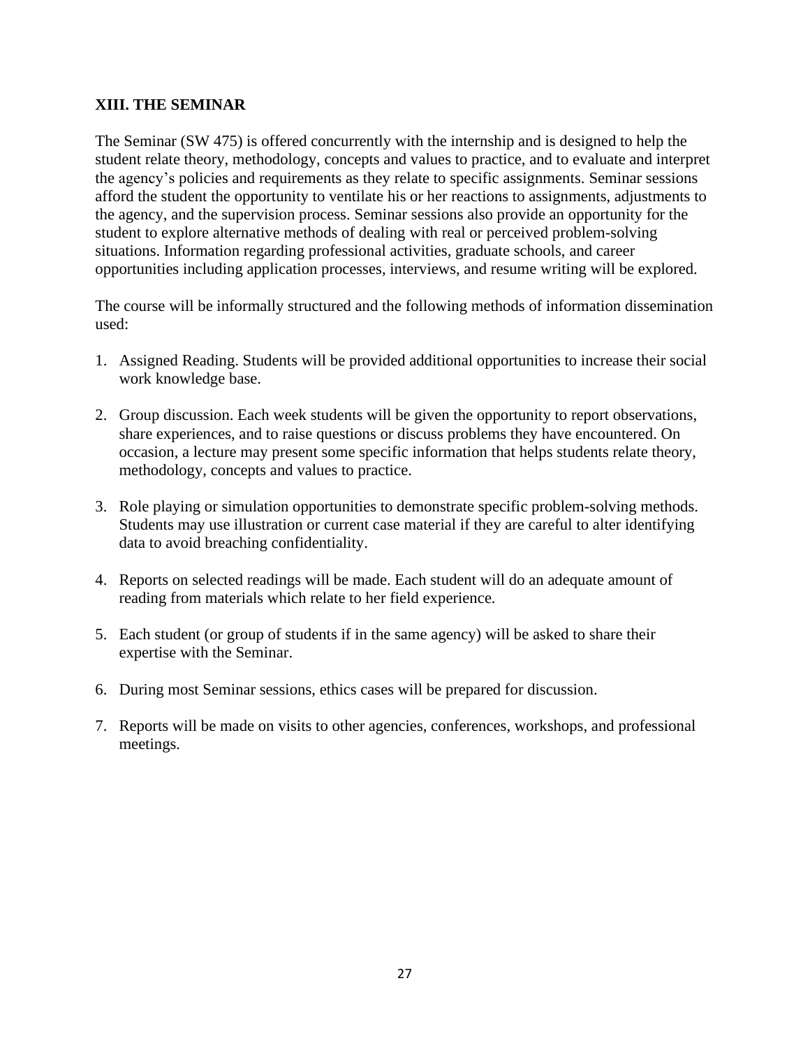## XIII. THE SEMINAR

The Seminar (SW 475) is offered concurrently with the internship and is designed to help the student relate theory, methodology, concepts and values to practice, and to evaluate and interpret the agency's policies and requirements as they relate to specific assignments. Seminar sessions afford the student the opportunity to ventilate his or her reactions to assignments, adjustments to the agency, and the supervision process. Seminar sessions also provide an opportunity for the student to explore alternative methods of dealing with real or perceived problem-solving situations. Information regarding professional activities, graduate schools, and career opportunities including application processes, interviews, and resume writing will be explored.

The course will be informally structured and the following methods of information dissemination used:

1. Assigned Reading. Students will be provided additional opportunities to increase their social work knowledge base.

2. Group discussion. Each week students will be given the opportunity to report observations, share experiences, and to raise questions or discuss problems they have encountered. On occasion, a lecture may present some specific information that helps students relate theory, methodology, concepts and values to practice.

3. Role playing or simulation opportunities to demonstrate specific problem-solving methods. Students may use illustration or current case material if they are careful to alter identifying data to avoid breaching confidentiality.

4. Reports on selected readings will be made. Each student will do an adequate amount of reading from materials which relate to her field experience.

5. Each student (or group of students if in the same agency) will be asked to share their expertise with the Seminar.

6. During most Seminar sessions, ethics cases will be prepared for discussion.

7. Reports will be made on visits to other agencies, conferences, workshops, and professional meetings.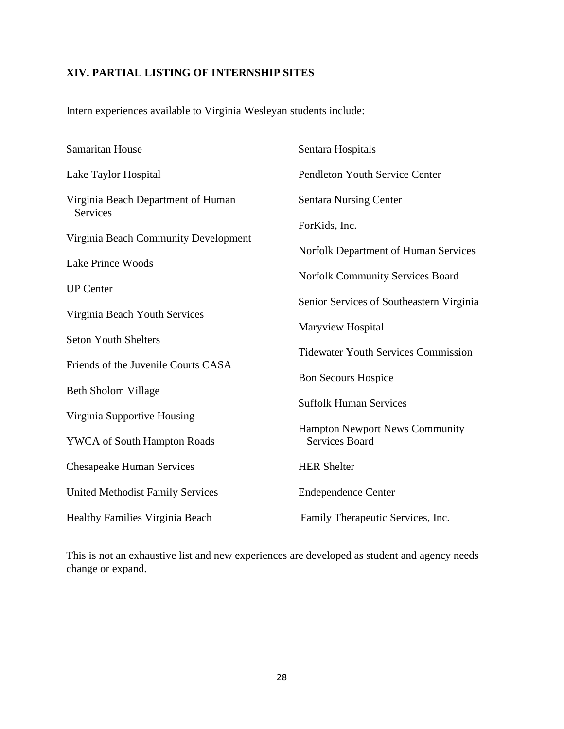## XIV. PARTIAL LISTING OF INTERNSHIP SITES

Intern experiences available to Virginia Wesleyan students include:

- Samaritan House
- Lake Taylor Hospital
- Virginia Beach Department of Human Services
- Virginia Beach Community Development
- Lake Prince Woods
- UP Center
- Virginia Beach Youth Services
- Seton Youth Shelters
- Friends of the Juvenile Courts CASA
- Beth Sholom Village
- Virginia Supportive Housing
- YWCA of South Hampton Roads
- Chesapeake Human Services
- United Methodist Family Services
- Healthy Families Virginia Beach
- Sentara Hospitals
- Pendleton Youth Service Center
- Sentara Nursing Center
- ForKids, Inc.
- Norfolk Department of Human Services
- Norfolk Community Services Board
- Senior Services of Southeastern Virginia
- Maryview Hospital
- Tidewater Youth Services Commission
- Bon Secours Hospice
- Suffolk Human Services
- Hampton Newport News Community Services Board
- HER Shelter
- Endependence Center
- Family Therapeutic Services, Inc.

This is not an exhaustive list and new experiences are developed as student and agency needs change or expand.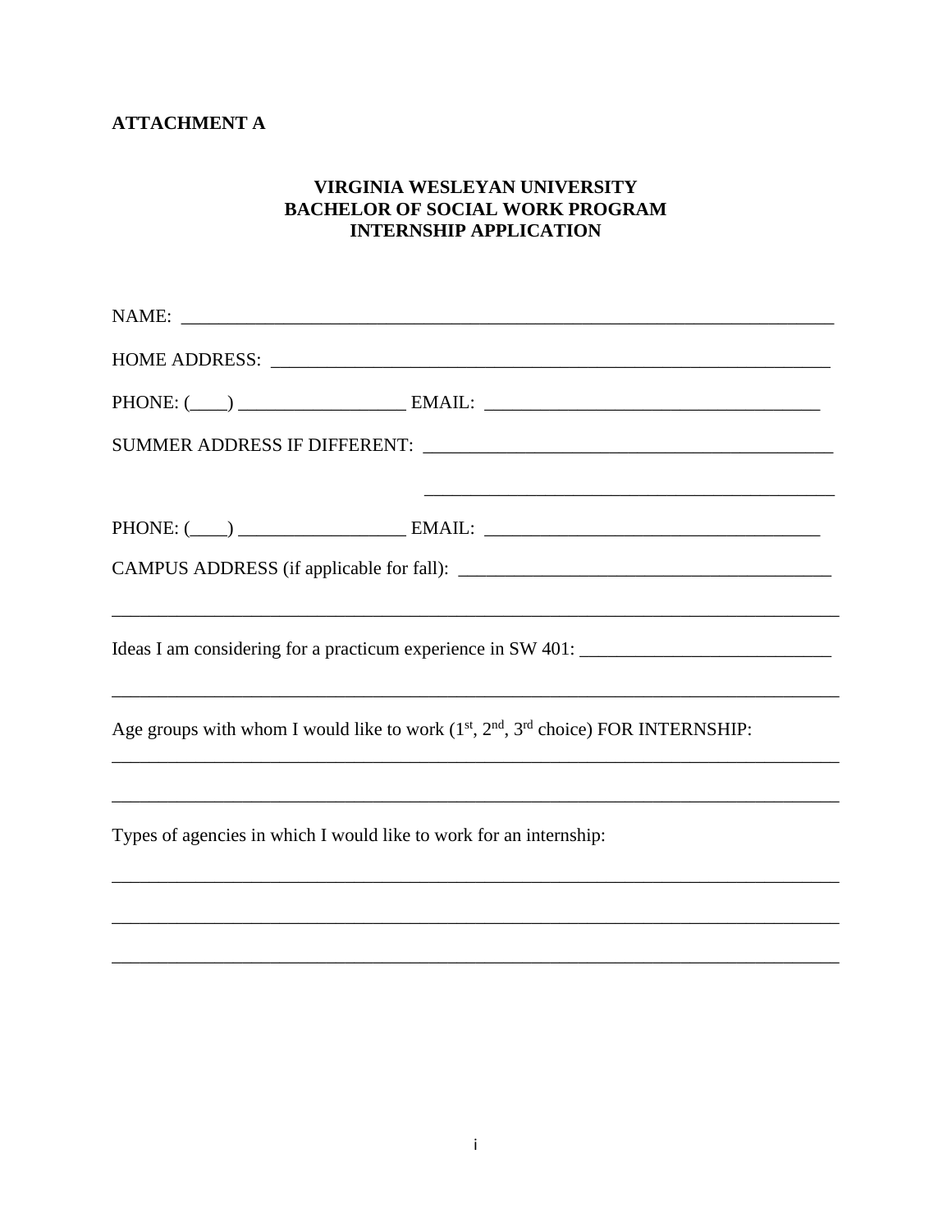**ATTACHMENT A**

**VIRGINIA WESLEYAN UNIVERSITY**
**BACHELOR OF SOCIAL WORK PROGRAM**
**INTERNSHIP APPLICATION**

NAME: ___________________________________________________________________________

HOME ADDRESS: ______________________________________________________________

PHONE: (____) __________________ EMAIL: ____________________________________

SUMMER ADDRESS IF DIFFERENT: _____________________________________________

_____________________________________________

PHONE: (____) __________________ EMAIL: ____________________________________

CAMPUS ADDRESS (if applicable for fall): _________________________________________

_________________________________________________________________________________

Ideas I am considering for a practicum experience in SW 401: ___________________________

_________________________________________________________________________________

Age groups with whom I would like to work (1st, 2nd, 3rd choice) FOR INTERNSHIP:

_________________________________________________________________________________

_________________________________________________________________________________

Types of agencies in which I would like to work for an internship:

_________________________________________________________________________________

_________________________________________________________________________________

_________________________________________________________________________________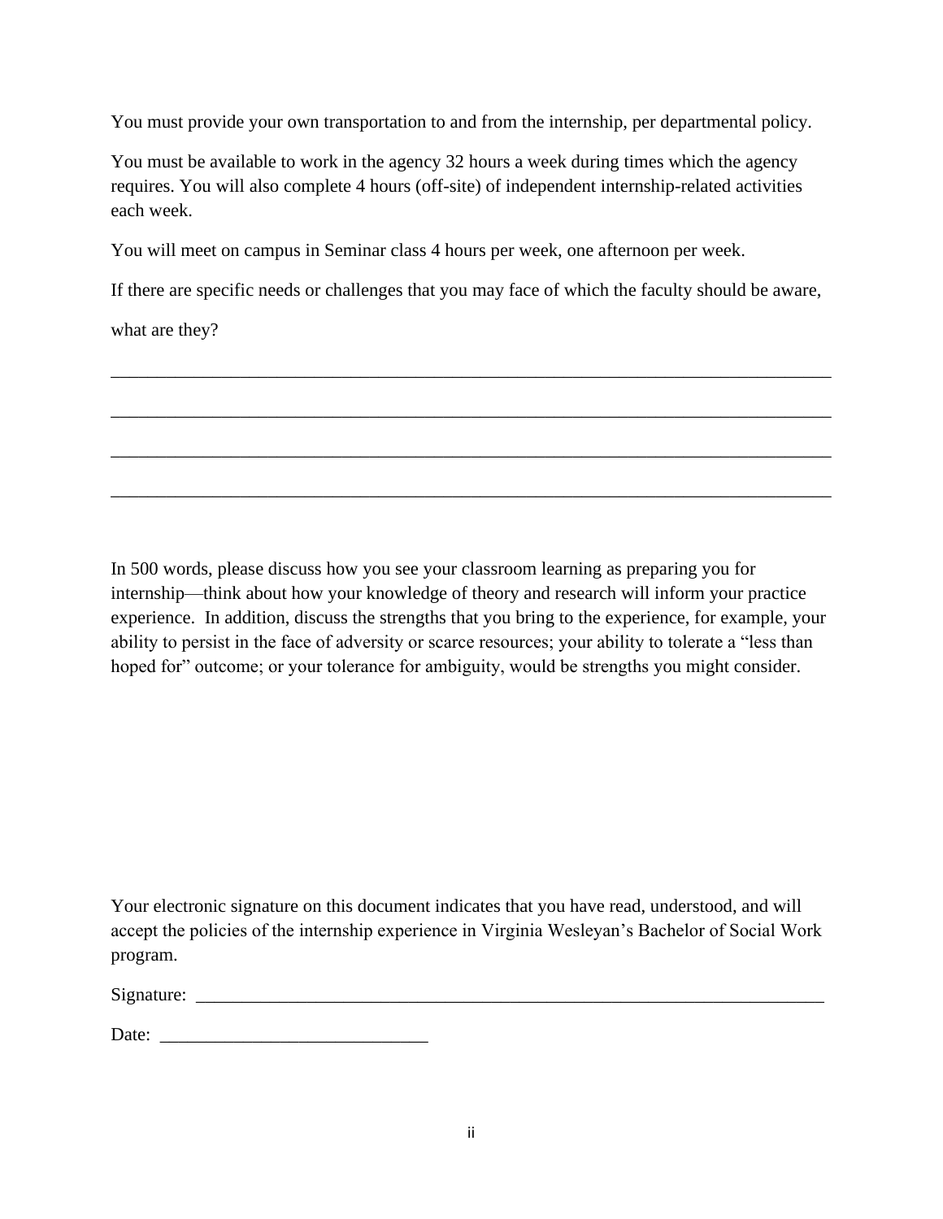You must provide your own transportation to and from the internship, per departmental policy.

You must be available to work in the agency 32 hours a week during times which the agency requires. You will also complete 4 hours (off-site) of independent internship-related activities each week.

You will meet on campus in Seminar class 4 hours per week, one afternoon per week.

If there are specific needs or challenges that you may face of which the faculty should be aware, what are they?

_______________________________________________________________________________

_______________________________________________________________________________

_______________________________________________________________________________

_______________________________________________________________________________

In 500 words, please discuss how you see your classroom learning as preparing you for internship—think about how your knowledge of theory and research will inform your practice experience. In addition, discuss the strengths that you bring to the experience, for example, your ability to persist in the face of adversity or scarce resources; your ability to tolerate a "less than hoped for" outcome; or your tolerance for ambiguity, would be strengths you might consider.

Your electronic signature on this document indicates that you have read, understood, and will accept the policies of the internship experience in Virginia Wesleyan's Bachelor of Social Work program.

Signature: ______________________________________________________________________

Date: _____________________________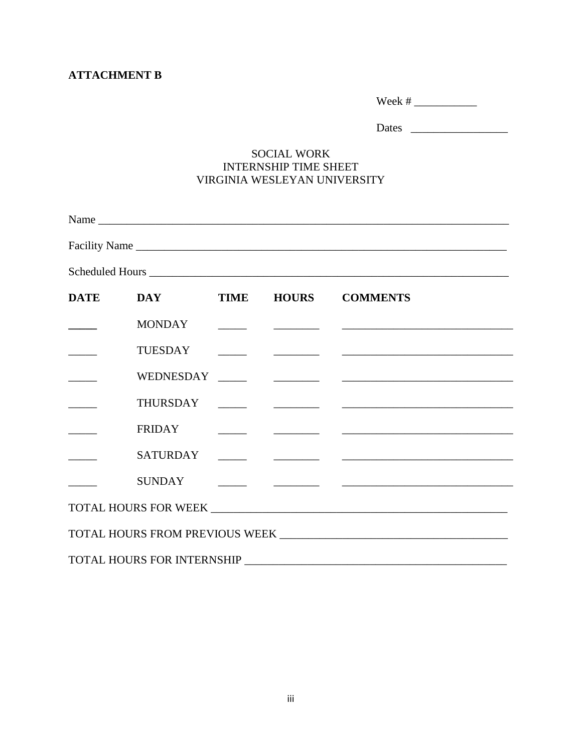**ATTACHMENT B**

Week # ___________

Dates _________________

SOCIAL WORK
INTERNSHIP TIME SHEET
VIRGINIA WESLEYAN UNIVERSITY

Name ___________________________________________________________________________

Facility Name ____________________________________________________________________

Scheduled Hours __________________________________________________________________

| DATE | DAY | TIME | HOURS | COMMENTS |
|---|---|---|---|---|
| _____ | MONDAY | _____ | ________ | ______________________________ |
| _____ | TUESDAY | _____ | ________ | ______________________________ |
| _____ | WEDNESDAY | _____ | ________ | ______________________________ |
| _____ | THURSDAY | _____ | ________ | ______________________________ |
| _____ | FRIDAY | _____ | ________ | ______________________________ |
| _____ | SATURDAY | _____ | ________ | ______________________________ |
| _____ | SUNDAY | _____ | ________ | ______________________________ |

TOTAL HOURS FOR WEEK _____________________________________________________

TOTAL HOURS FROM PREVIOUS WEEK _______________________________________

TOTAL HOURS FOR INTERNSHIP ____________________________________________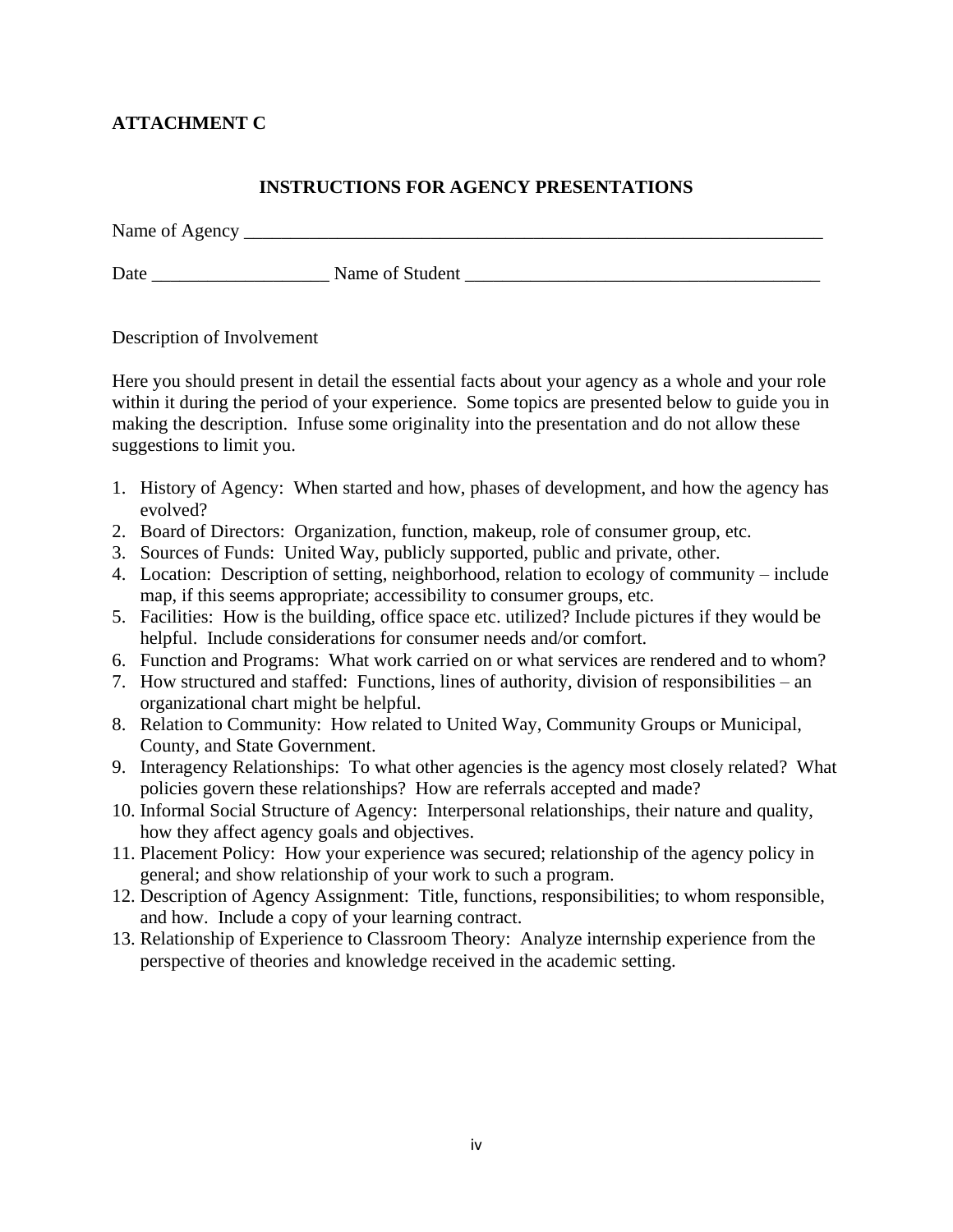**ATTACHMENT C**

## INSTRUCTIONS FOR AGENCY PRESENTATIONS

Name of Agency ________________________________________________________________

Date ___________________ Name of Student ______________________________________

Description of Involvement

Here you should present in detail the essential facts about your agency as a whole and your role within it during the period of your experience. Some topics are presented below to guide you in making the description. Infuse some originality into the presentation and do not allow these suggestions to limit you.

1. History of Agency: When started and how, phases of development, and how the agency has evolved?
2. Board of Directors: Organization, function, makeup, role of consumer group, etc.
3. Sources of Funds: United Way, publicly supported, public and private, other.
4. Location: Description of setting, neighborhood, relation to ecology of community – include map, if this seems appropriate; accessibility to consumer groups, etc.
5. Facilities: How is the building, office space etc. utilized? Include pictures if they would be helpful. Include considerations for consumer needs and/or comfort.
6. Function and Programs: What work carried on or what services are rendered and to whom?
7. How structured and staffed: Functions, lines of authority, division of responsibilities – an organizational chart might be helpful.
8. Relation to Community: How related to United Way, Community Groups or Municipal, County, and State Government.
9. Interagency Relationships: To what other agencies is the agency most closely related? What policies govern these relationships? How are referrals accepted and made?
10. Informal Social Structure of Agency: Interpersonal relationships, their nature and quality, how they affect agency goals and objectives.
11. Placement Policy: How your experience was secured; relationship of the agency policy in general; and show relationship of your work to such a program.
12. Description of Agency Assignment: Title, functions, responsibilities; to whom responsible, and how. Include a copy of your learning contract.
13. Relationship of Experience to Classroom Theory: Analyze internship experience from the perspective of theories and knowledge received in the academic setting.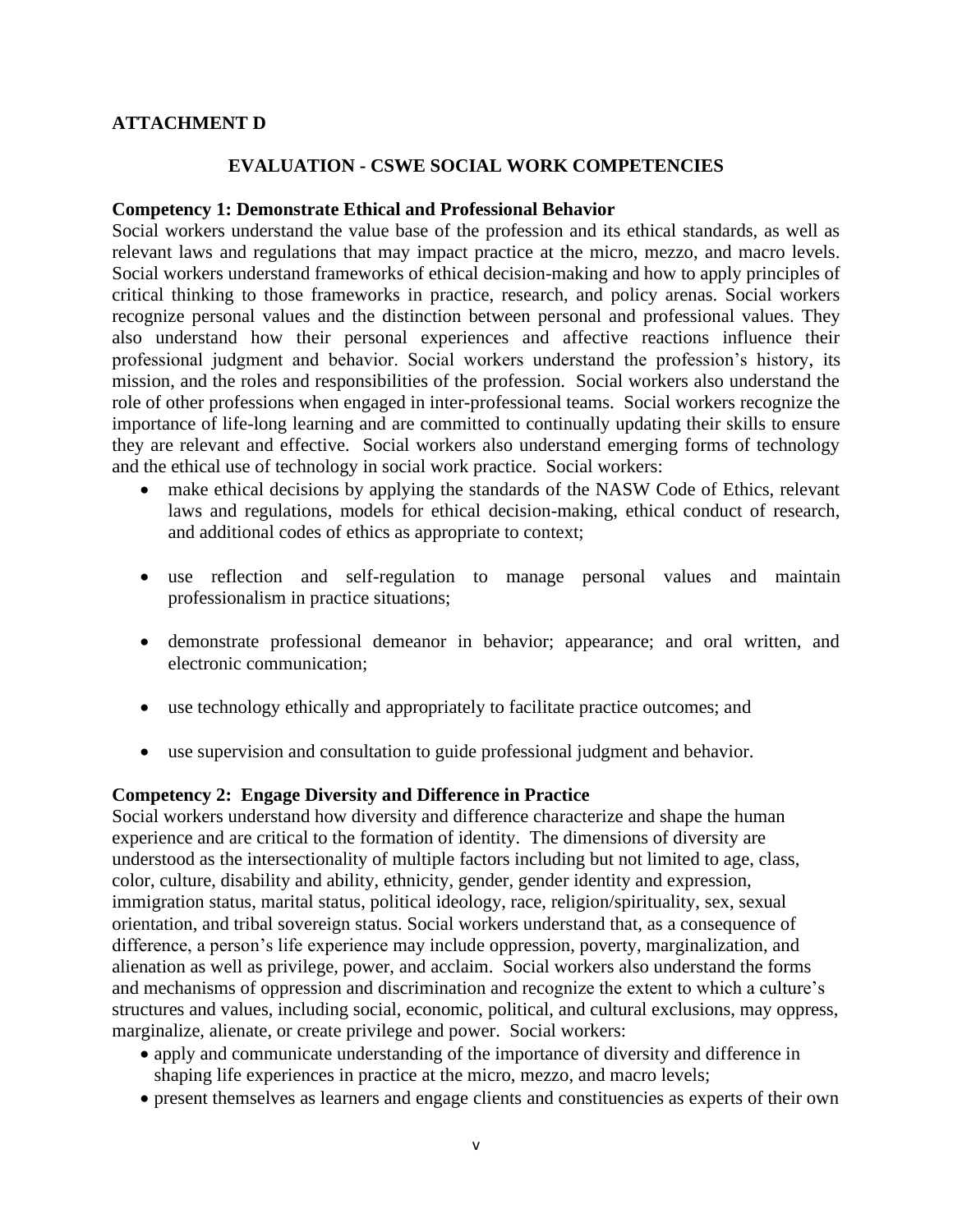**ATTACHMENT D**

## EVALUATION - CSWE SOCIAL WORK COMPETENCIES

**Competency 1: Demonstrate Ethical and Professional Behavior**

Social workers understand the value base of the profession and its ethical standards, as well as relevant laws and regulations that may impact practice at the micro, mezzo, and macro levels. Social workers understand frameworks of ethical decision-making and how to apply principles of critical thinking to those frameworks in practice, research, and policy arenas. Social workers recognize personal values and the distinction between personal and professional values. They also understand how their personal experiences and affective reactions influence their professional judgment and behavior. Social workers understand the profession's history, its mission, and the roles and responsibilities of the profession. Social workers also understand the role of other professions when engaged in inter-professional teams. Social workers recognize the importance of life-long learning and are committed to continually updating their skills to ensure they are relevant and effective. Social workers also understand emerging forms of technology and the ethical use of technology in social work practice. Social workers:

- make ethical decisions by applying the standards of the NASW Code of Ethics, relevant laws and regulations, models for ethical decision-making, ethical conduct of research, and additional codes of ethics as appropriate to context;
- use reflection and self-regulation to manage personal values and maintain professionalism in practice situations;
- demonstrate professional demeanor in behavior; appearance; and oral written, and electronic communication;
- use technology ethically and appropriately to facilitate practice outcomes; and
- use supervision and consultation to guide professional judgment and behavior.

**Competency 2: Engage Diversity and Difference in Practice**

Social workers understand how diversity and difference characterize and shape the human experience and are critical to the formation of identity. The dimensions of diversity are understood as the intersectionality of multiple factors including but not limited to age, class, color, culture, disability and ability, ethnicity, gender, gender identity and expression, immigration status, marital status, political ideology, race, religion/spirituality, sex, sexual orientation, and tribal sovereign status. Social workers understand that, as a consequence of difference, a person's life experience may include oppression, poverty, marginalization, and alienation as well as privilege, power, and acclaim. Social workers also understand the forms and mechanisms of oppression and discrimination and recognize the extent to which a culture's structures and values, including social, economic, political, and cultural exclusions, may oppress, marginalize, alienate, or create privilege and power. Social workers:

- apply and communicate understanding of the importance of diversity and difference in shaping life experiences in practice at the micro, mezzo, and macro levels;
- present themselves as learners and engage clients and constituencies as experts of their own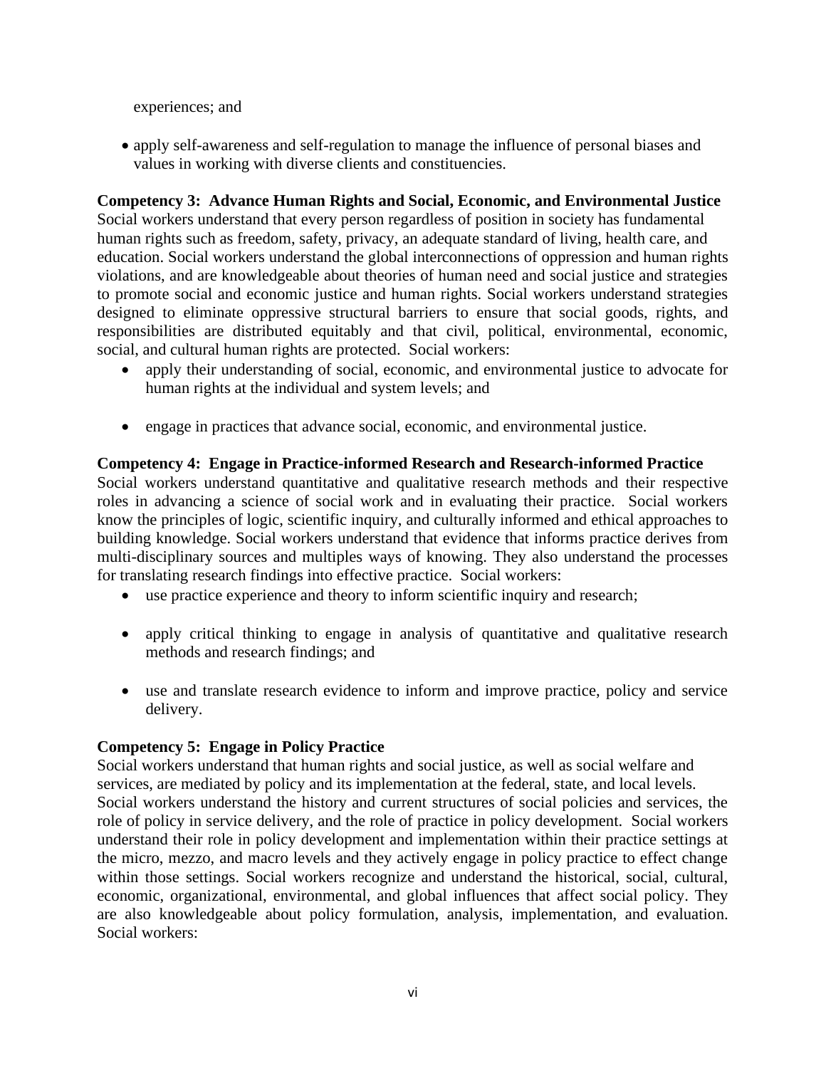experiences; and

- apply self-awareness and self-regulation to manage the influence of personal biases and values in working with diverse clients and constituencies.

**Competency 3: Advance Human Rights and Social, Economic, and Environmental Justice**
Social workers understand that every person regardless of position in society has fundamental human rights such as freedom, safety, privacy, an adequate standard of living, health care, and education. Social workers understand the global interconnections of oppression and human rights violations, and are knowledgeable about theories of human need and social justice and strategies to promote social and economic justice and human rights. Social workers understand strategies designed to eliminate oppressive structural barriers to ensure that social goods, rights, and responsibilities are distributed equitably and that civil, political, environmental, economic, social, and cultural human rights are protected. Social workers:

- apply their understanding of social, economic, and environmental justice to advocate for human rights at the individual and system levels; and

- engage in practices that advance social, economic, and environmental justice.

**Competency 4: Engage in Practice-informed Research and Research-informed Practice**
Social workers understand quantitative and qualitative research methods and their respective roles in advancing a science of social work and in evaluating their practice. Social workers know the principles of logic, scientific inquiry, and culturally informed and ethical approaches to building knowledge. Social workers understand that evidence that informs practice derives from multi-disciplinary sources and multiples ways of knowing. They also understand the processes for translating research findings into effective practice. Social workers:

- use practice experience and theory to inform scientific inquiry and research;

- apply critical thinking to engage in analysis of quantitative and qualitative research methods and research findings; and

- use and translate research evidence to inform and improve practice, policy and service delivery.

**Competency 5: Engage in Policy Practice**
Social workers understand that human rights and social justice, as well as social welfare and services, are mediated by policy and its implementation at the federal, state, and local levels. Social workers understand the history and current structures of social policies and services, the role of policy in service delivery, and the role of practice in policy development. Social workers understand their role in policy development and implementation within their practice settings at the micro, mezzo, and macro levels and they actively engage in policy practice to effect change within those settings. Social workers recognize and understand the historical, social, cultural, economic, organizational, environmental, and global influences that affect social policy. They are also knowledgeable about policy formulation, analysis, implementation, and evaluation. Social workers: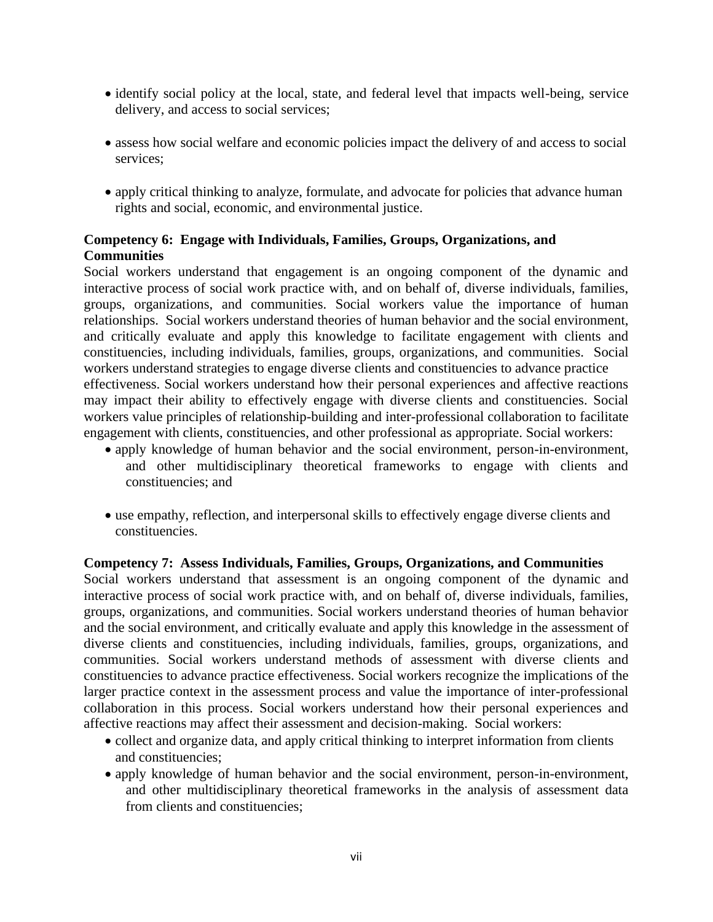- identify social policy at the local, state, and federal level that impacts well-being, service delivery, and access to social services;

- assess how social welfare and economic policies impact the delivery of and access to social services;

- apply critical thinking to analyze, formulate, and advocate for policies that advance human rights and social, economic, and environmental justice.

**Competency 6: Engage with Individuals, Families, Groups, Organizations, and Communities**

Social workers understand that engagement is an ongoing component of the dynamic and interactive process of social work practice with, and on behalf of, diverse individuals, families, groups, organizations, and communities. Social workers value the importance of human relationships. Social workers understand theories of human behavior and the social environment, and critically evaluate and apply this knowledge to facilitate engagement with clients and constituencies, including individuals, families, groups, organizations, and communities. Social workers understand strategies to engage diverse clients and constituencies to advance practice effectiveness. Social workers understand how their personal experiences and affective reactions may impact their ability to effectively engage with diverse clients and constituencies. Social workers value principles of relationship-building and inter-professional collaboration to facilitate engagement with clients, constituencies, and other professional as appropriate. Social workers:

- apply knowledge of human behavior and the social environment, person-in-environment, and other multidisciplinary theoretical frameworks to engage with clients and constituencies; and

- use empathy, reflection, and interpersonal skills to effectively engage diverse clients and constituencies.

**Competency 7: Assess Individuals, Families, Groups, Organizations, and Communities**

Social workers understand that assessment is an ongoing component of the dynamic and interactive process of social work practice with, and on behalf of, diverse individuals, families, groups, organizations, and communities. Social workers understand theories of human behavior and the social environment, and critically evaluate and apply this knowledge in the assessment of diverse clients and constituencies, including individuals, families, groups, organizations, and communities. Social workers understand methods of assessment with diverse clients and constituencies to advance practice effectiveness. Social workers recognize the implications of the larger practice context in the assessment process and value the importance of inter-professional collaboration in this process. Social workers understand how their personal experiences and affective reactions may affect their assessment and decision-making. Social workers:

- collect and organize data, and apply critical thinking to interpret information from clients and constituencies;
- apply knowledge of human behavior and the social environment, person-in-environment, and other multidisciplinary theoretical frameworks in the analysis of assessment data from clients and constituencies;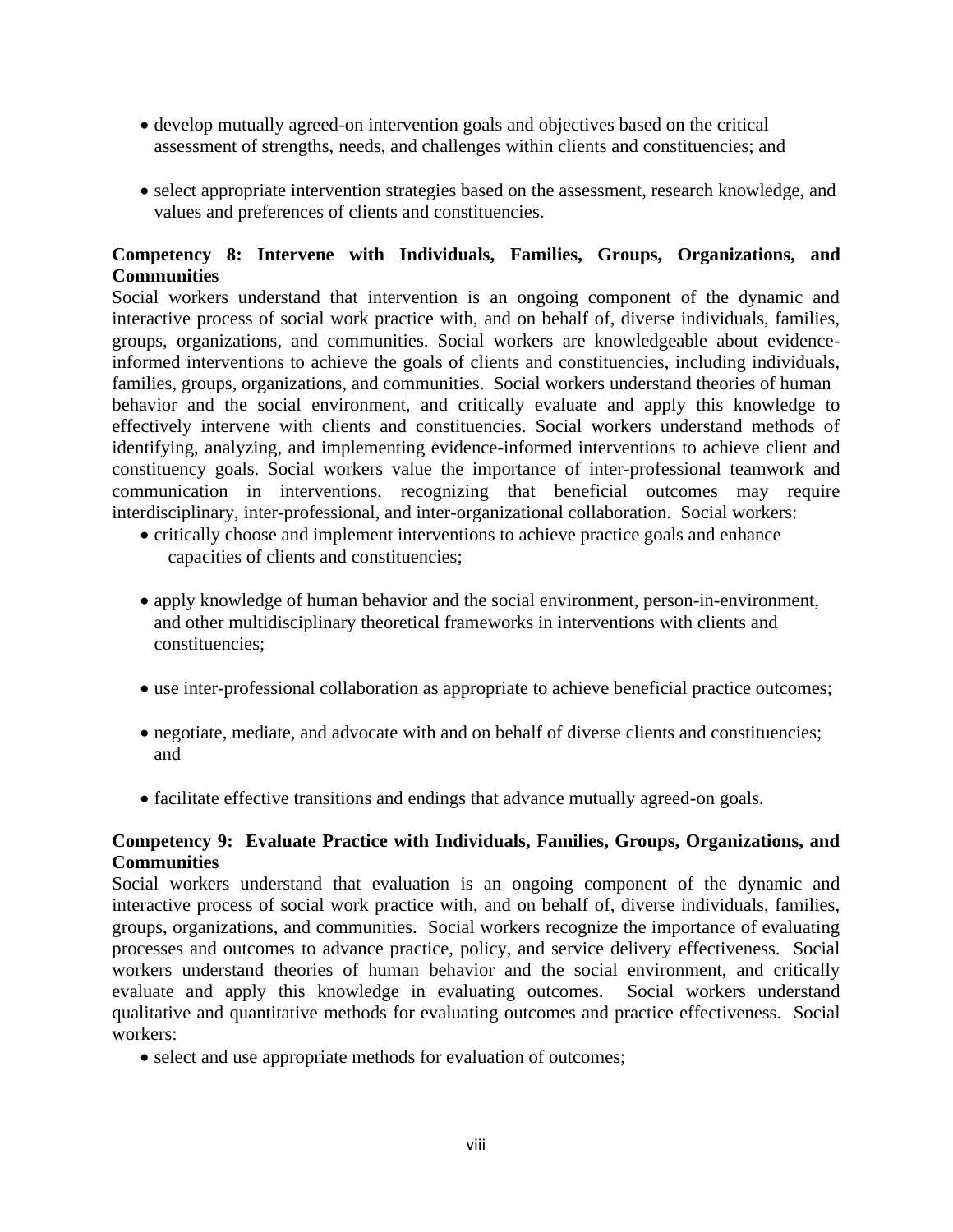- develop mutually agreed-on intervention goals and objectives based on the critical assessment of strengths, needs, and challenges within clients and constituencies; and

- select appropriate intervention strategies based on the assessment, research knowledge, and values and preferences of clients and constituencies.

**Competency 8: Intervene with Individuals, Families, Groups, Organizations, and Communities**

Social workers understand that intervention is an ongoing component of the dynamic and interactive process of social work practice with, and on behalf of, diverse individuals, families, groups, organizations, and communities. Social workers are knowledgeable about evidence-informed interventions to achieve the goals of clients and constituencies, including individuals, families, groups, organizations, and communities. Social workers understand theories of human behavior and the social environment, and critically evaluate and apply this knowledge to effectively intervene with clients and constituencies. Social workers understand methods of identifying, analyzing, and implementing evidence-informed interventions to achieve client and constituency goals. Social workers value the importance of inter-professional teamwork and communication in interventions, recognizing that beneficial outcomes may require interdisciplinary, inter-professional, and inter-organizational collaboration. Social workers:

- critically choose and implement interventions to achieve practice goals and enhance capacities of clients and constituencies;

- apply knowledge of human behavior and the social environment, person-in-environment, and other multidisciplinary theoretical frameworks in interventions with clients and constituencies;

- use inter-professional collaboration as appropriate to achieve beneficial practice outcomes;

- negotiate, mediate, and advocate with and on behalf of diverse clients and constituencies; and

- facilitate effective transitions and endings that advance mutually agreed-on goals.

**Competency 9: Evaluate Practice with Individuals, Families, Groups, Organizations, and Communities**

Social workers understand that evaluation is an ongoing component of the dynamic and interactive process of social work practice with, and on behalf of, diverse individuals, families, groups, organizations, and communities. Social workers recognize the importance of evaluating processes and outcomes to advance practice, policy, and service delivery effectiveness. Social workers understand theories of human behavior and the social environment, and critically evaluate and apply this knowledge in evaluating outcomes. Social workers understand qualitative and quantitative methods for evaluating outcomes and practice effectiveness. Social workers:

- select and use appropriate methods for evaluation of outcomes;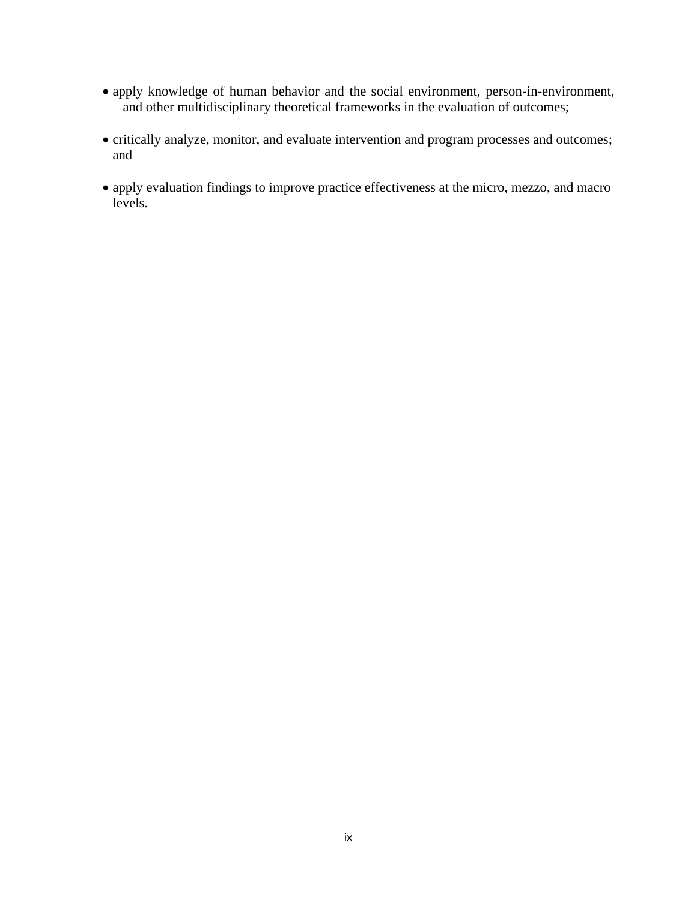- apply knowledge of human behavior and the social environment, person-in-environment, and other multidisciplinary theoretical frameworks in the evaluation of outcomes;

- critically analyze, monitor, and evaluate intervention and program processes and outcomes; and

- apply evaluation findings to improve practice effectiveness at the micro, mezzo, and macro levels.